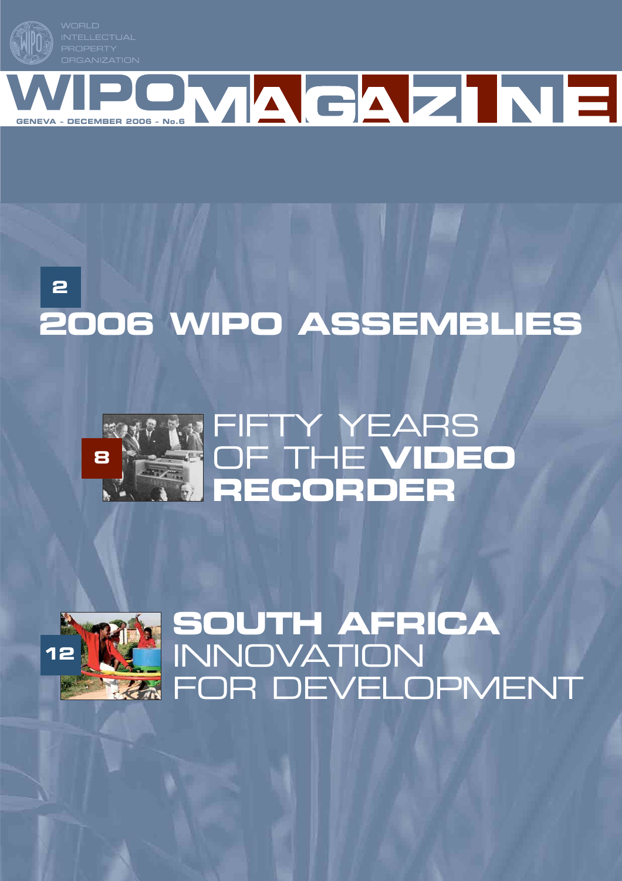WORLD INTELLECTUAL PROPERTY ORGANIZATION

# WIPO MAGAZINE

GENEVA - DECEMBER 2006 - No.6

2

## 2006 WIPO ASSEMBLIES

8

## FIFTY YEARS OF THE **VIDEO RECORDER**

12

## **SOUTH AFRICA** INNOVATION FOR DEVELOPMENT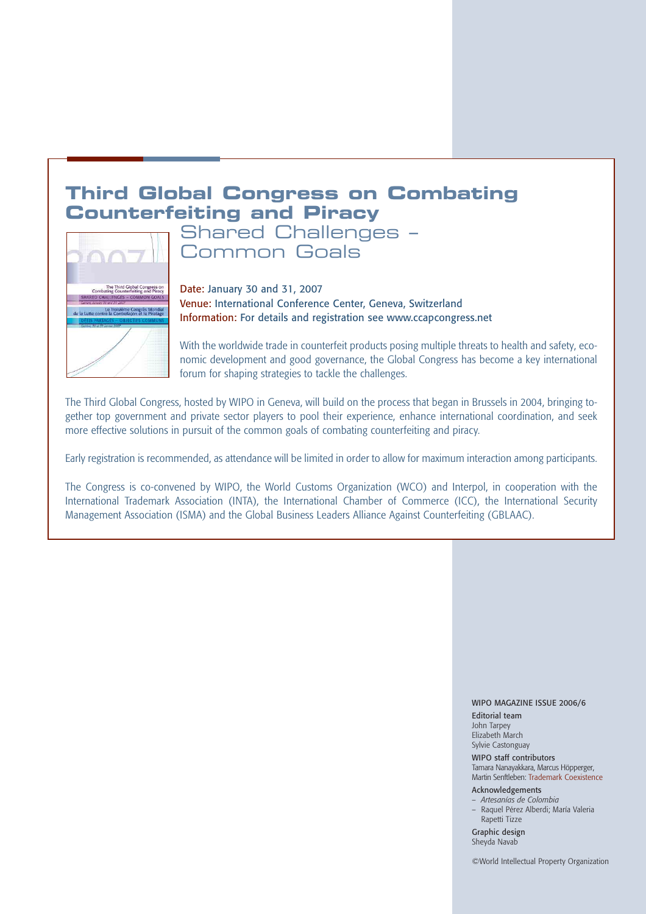# Third Global Congress on Combating Counterfeiting and Piracy

## Shared Challenges – Common Goals

**Date:** January 30 and 31, 2007
**Venue:** International Conference Center, Geneva, Switzerland
**Information:** For details and registration see www.ccapcongress.net

With the worldwide trade in counterfeit products posing multiple threats to health and safety, economic development and good governance, the Global Congress has become a key international forum for shaping strategies to tackle the challenges.

The Third Global Congress, hosted by WIPO in Geneva, will build on the process that began in Brussels in 2004, bringing together top government and private sector players to pool their experience, enhance international coordination, and seek more effective solutions in pursuit of the common goals of combating counterfeiting and piracy.

Early registration is recommended, as attendance will be limited in order to allow for maximum interaction among participants.

The Congress is co-convened by WIPO, the World Customs Organization (WCO) and Interpol, in cooperation with the International Trademark Association (INTA), the International Chamber of Commerce (ICC), the International Security Management Association (ISMA) and the Global Business Leaders Alliance Against Counterfeiting (GBLAAC).

WIPO MAGAZINE ISSUE 2006/6

**Editorial team**
John Tarpey
Elizabeth March
Sylvie Castonguay

**WIPO staff contributors**
Tamara Nanayakkara, Marcus Höpperger, Martin Senftleben: Trademark Coexistence

**Acknowledgements**
– *Artesanías de Colombia*
– Raquel Pérez Alberdi; María Valeria Rapetti Tizze

**Graphic design**
Sheyda Navab

©World Intellectual Property Organization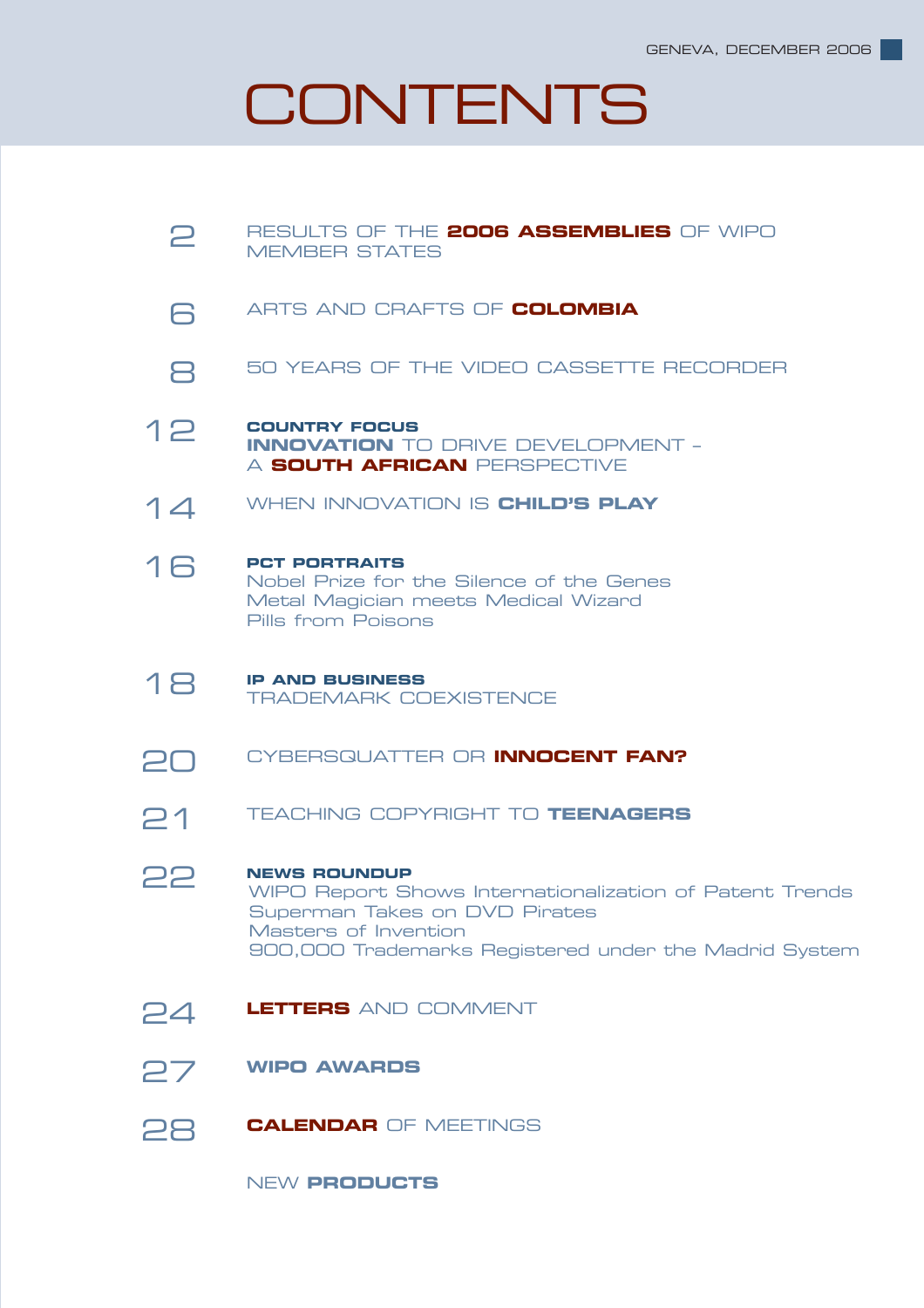GENEVA, DECEMBER 2006

# CONTENTS

| | |
|---|---|
| 2 | RESULTS OF THE **2006 ASSEMBLIES** OF WIPO MEMBER STATES |
| 6 | ARTS AND CRAFTS OF **COLOMBIA** |
| 8 | 50 YEARS OF THE VIDEO CASSETTE RECORDER |
| 12 | **COUNTRY FOCUS** **INNOVATION** TO DRIVE DEVELOPMENT – A **SOUTH AFRICAN** PERSPECTIVE |
| 14 | WHEN INNOVATION IS **CHILD'S PLAY** |
| 16 | **PCT PORTRAITS** Nobel Prize for the Silence of the Genes; Metal Magician meets Medical Wizard; Pills from Poisons |
| 18 | **IP AND BUSINESS** TRADEMARK COEXISTENCE |
| 20 | CYBERSQUATTER OR **INNOCENT FAN?** |
| 21 | TEACHING COPYRIGHT TO **TEENAGERS** |
| 22 | **NEWS ROUNDUP** WIPO Report Shows Internationalization of Patent Trends; Superman Takes on DVD Pirates; Masters of Invention; 900,000 Trademarks Registered under the Madrid System |
| 24 | **LETTERS** AND COMMENT |
| 27 | **WIPO AWARDS** |
| 28 | **CALENDAR** OF MEETINGS |
| | NEW **PRODUCTS** |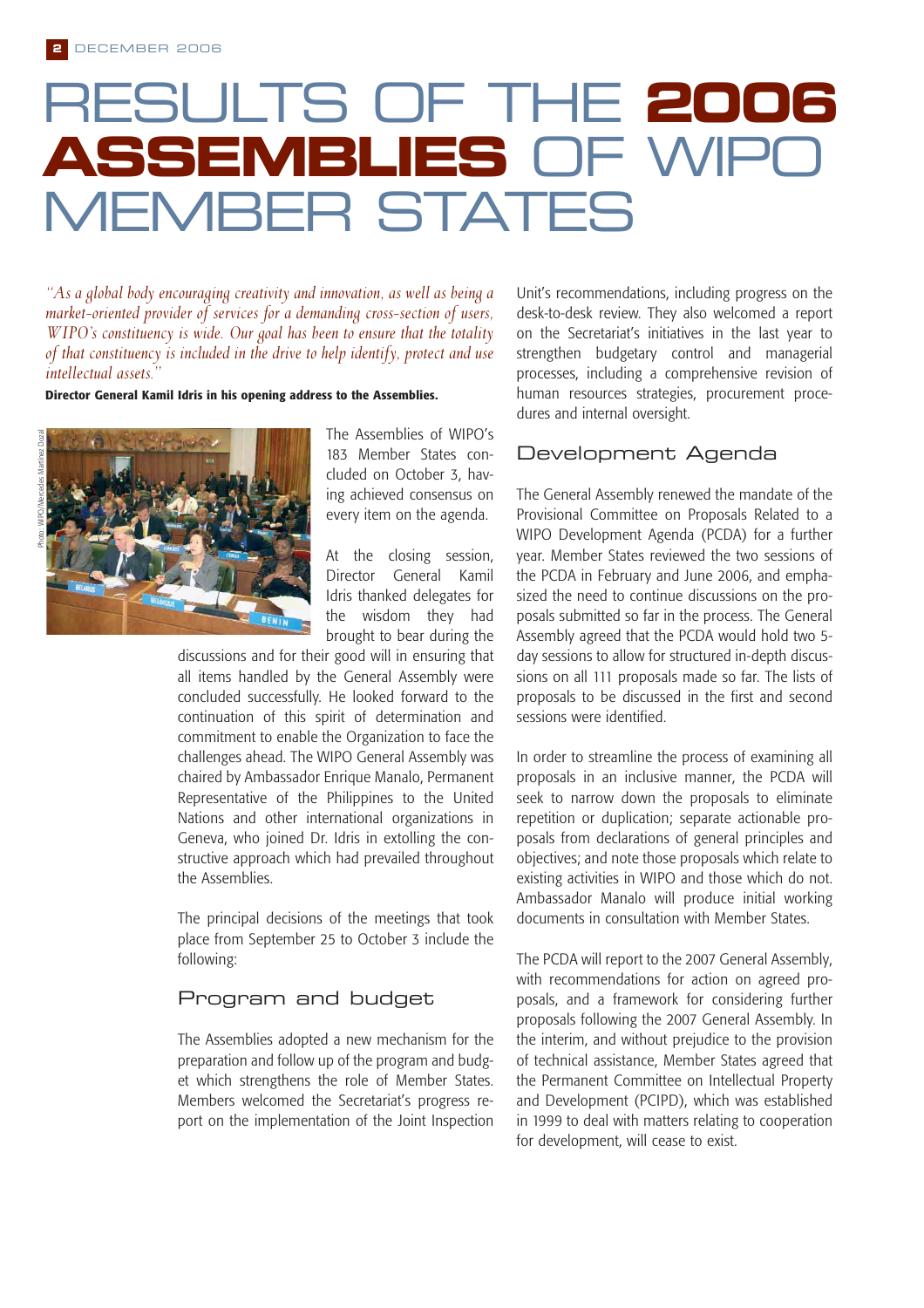# RESULTS OF THE **2006 ASSEMBLIES** OF WIPO MEMBER STATES

*"As a global body encouraging creativity and innovation, as well as being a market-oriented provider of services for a demanding cross-section of users, WIPO's constituency is wide. Our goal has been to ensure that the totality of that constituency is included in the drive to help identify, protect and use intellectual assets."*

**Director General Kamil Idris in his opening address to the Assemblies.**

Photo: WIPO/Mercedes Martínez Dozal

The Assemblies of WIPO's 183 Member States concluded on October 3, having achieved consensus on every item on the agenda.

At the closing session, Director General Kamil Idris thanked delegates for the wisdom they had brought to bear during the discussions and for their good will in ensuring that all items handled by the General Assembly were concluded successfully. He looked forward to the continuation of this spirit of determination and commitment to enable the Organization to face the challenges ahead. The WIPO General Assembly was chaired by Ambassador Enrique Manalo, Permanent Representative of the Philippines to the United Nations and other international organizations in Geneva, who joined Dr. Idris in extolling the constructive approach which had prevailed throughout the Assemblies.

The principal decisions of the meetings that took place from September 25 to October 3 include the following:

## Program and budget

The Assemblies adopted a new mechanism for the preparation and follow up of the program and budget which strengthens the role of Member States. Members welcomed the Secretariat's progress report on the implementation of the Joint Inspection Unit's recommendations, including progress on the desk-to-desk review. They also welcomed a report on the Secretariat's initiatives in the last year to strengthen budgetary control and managerial processes, including a comprehensive revision of human resources strategies, procurement procedures and internal oversight.

## Development Agenda

The General Assembly renewed the mandate of the Provisional Committee on Proposals Related to a WIPO Development Agenda (PCDA) for a further year. Member States reviewed the two sessions of the PCDA in February and June 2006, and emphasized the need to continue discussions on the proposals submitted so far in the process. The General Assembly agreed that the PCDA would hold two 5-day sessions to allow for structured in-depth discussions on all 111 proposals made so far. The lists of proposals to be discussed in the first and second sessions were identified.

In order to streamline the process of examining all proposals in an inclusive manner, the PCDA will seek to narrow down the proposals to eliminate repetition or duplication; separate actionable proposals from declarations of general principles and objectives; and note those proposals which relate to existing activities in WIPO and those which do not. Ambassador Manalo will produce initial working documents in consultation with Member States.

The PCDA will report to the 2007 General Assembly, with recommendations for action on agreed proposals, and a framework for considering further proposals following the 2007 General Assembly. In the interim, and without prejudice to the provision of technical assistance, Member States agreed that the Permanent Committee on Intellectual Property and Development (PCIPD), which was established in 1999 to deal with matters relating to cooperation for development, will cease to exist.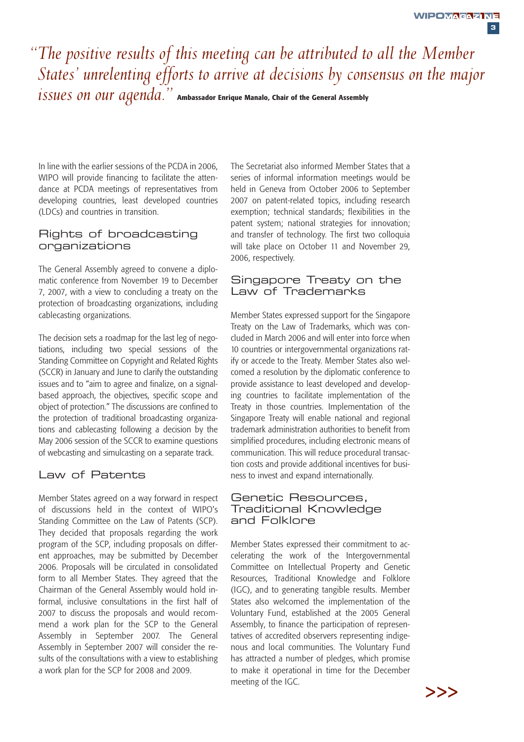*"The positive results of this meeting can be attributed to all the Member States' unrelenting efforts to arrive at decisions by consensus on the major issues on our agenda."* **Ambassador Enrique Manalo, Chair of the General Assembly**

In line with the earlier sessions of the PCDA in 2006, WIPO will provide financing to facilitate the attendance at PCDA meetings of representatives from developing countries, least developed countries (LDCs) and countries in transition.

## Rights of broadcasting organizations

The General Assembly agreed to convene a diplomatic conference from November 19 to December 7, 2007, with a view to concluding a treaty on the protection of broadcasting organizations, including cablecasting organizations.

The decision sets a roadmap for the last leg of negotiations, including two special sessions of the Standing Committee on Copyright and Related Rights (SCCR) in January and June to clarify the outstanding issues and to "aim to agree and finalize, on a signal-based approach, the objectives, specific scope and object of protection." The discussions are confined to the protection of traditional broadcasting organizations and cablecasting following a decision by the May 2006 session of the SCCR to examine questions of webcasting and simulcasting on a separate track.

## Law of Patents

Member States agreed on a way forward in respect of discussions held in the context of WIPO's Standing Committee on the Law of Patents (SCP). They decided that proposals regarding the work program of the SCP, including proposals on different approaches, may be submitted by December 2006. Proposals will be circulated in consolidated form to all Member States. They agreed that the Chairman of the General Assembly would hold informal, inclusive consultations in the first half of 2007 to discuss the proposals and would recommend a work plan for the SCP to the General Assembly in September 2007. The General Assembly in September 2007 will consider the results of the consultations with a view to establishing a work plan for the SCP for 2008 and 2009.

The Secretariat also informed Member States that a series of informal information meetings would be held in Geneva from October 2006 to September 2007 on patent-related topics, including research exemption; technical standards; flexibilities in the patent system; national strategies for innovation; and transfer of technology. The first two colloquia will take place on October 11 and November 29, 2006, respectively.

## Singapore Treaty on the Law of Trademarks

Member States expressed support for the Singapore Treaty on the Law of Trademarks, which was concluded in March 2006 and will enter into force when 10 countries or intergovernmental organizations ratify or accede to the Treaty. Member States also welcomed a resolution by the diplomatic conference to provide assistance to least developed and developing countries to facilitate implementation of the Treaty in those countries. Implementation of the Singapore Treaty will enable national and regional trademark administration authorities to benefit from simplified procedures, including electronic means of communication. This will reduce procedural transaction costs and provide additional incentives for business to invest and expand internationally.

## Genetic Resources, Traditional Knowledge and Folklore

Member States expressed their commitment to accelerating the work of the Intergovernmental Committee on Intellectual Property and Genetic Resources, Traditional Knowledge and Folklore (IGC), and to generating tangible results. Member States also welcomed the implementation of the Voluntary Fund, established at the 2005 General Assembly, to finance the participation of representatives of accredited observers representing indigenous and local communities. The Voluntary Fund has attracted a number of pledges, which promise to make it operational in time for the December meeting of the IGC.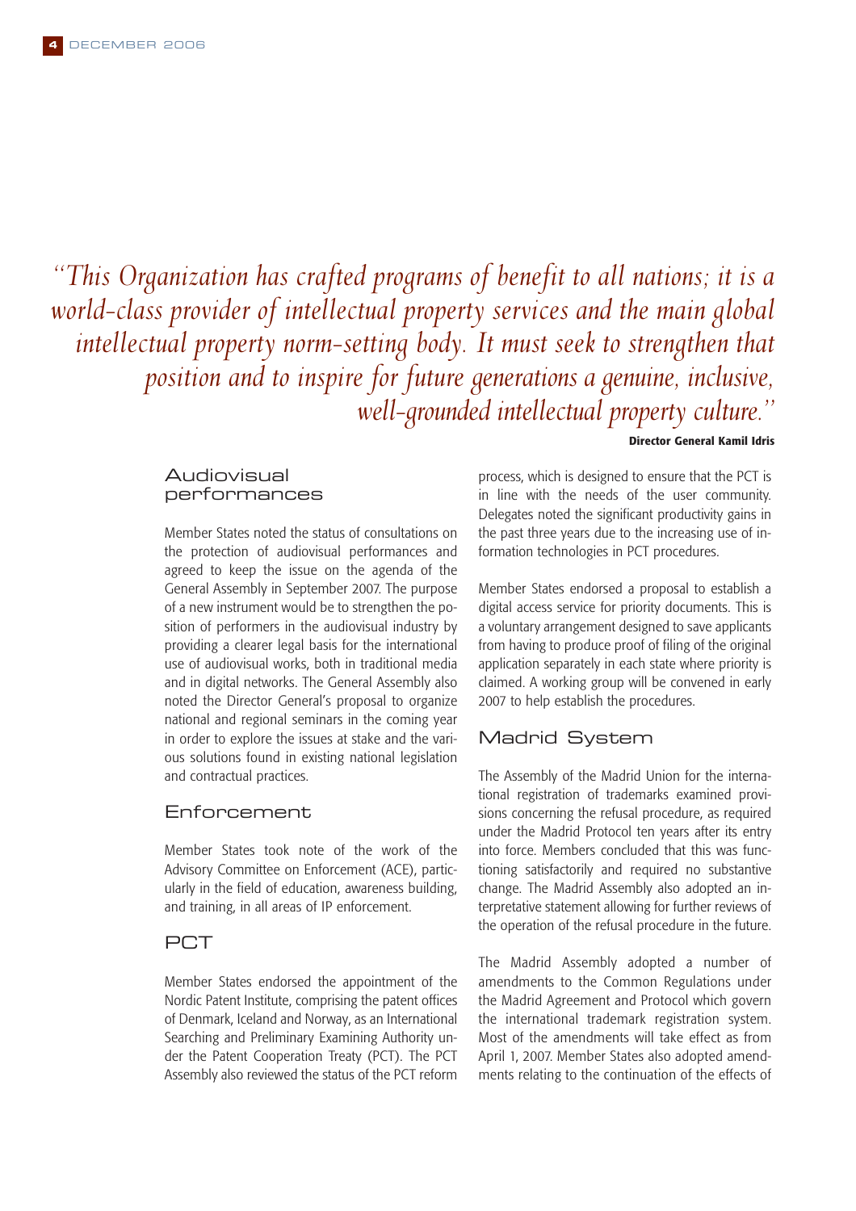*"This Organization has crafted programs of benefit to all nations; it is a world-class provider of intellectual property services and the main global intellectual property norm-setting body. It must seek to strengthen that position and to inspire for future generations a genuine, inclusive, well-grounded intellectual property culture."*

**Director General Kamil Idris**

## Audiovisual performances

Member States noted the status of consultations on the protection of audiovisual performances and agreed to keep the issue on the agenda of the General Assembly in September 2007. The purpose of a new instrument would be to strengthen the position of performers in the audiovisual industry by providing a clearer legal basis for the international use of audiovisual works, both in traditional media and in digital networks. The General Assembly also noted the Director General's proposal to organize national and regional seminars in the coming year in order to explore the issues at stake and the various solutions found in existing national legislation and contractual practices.

## Enforcement

Member States took note of the work of the Advisory Committee on Enforcement (ACE), particularly in the field of education, awareness building, and training, in all areas of IP enforcement.

## PCT

Member States endorsed the appointment of the Nordic Patent Institute, comprising the patent offices of Denmark, Iceland and Norway, as an International Searching and Preliminary Examining Authority under the Patent Cooperation Treaty (PCT). The PCT Assembly also reviewed the status of the PCT reform process, which is designed to ensure that the PCT is in line with the needs of the user community. Delegates noted the significant productivity gains in the past three years due to the increasing use of information technologies in PCT procedures.

Member States endorsed a proposal to establish a digital access service for priority documents. This is a voluntary arrangement designed to save applicants from having to produce proof of filing of the original application separately in each state where priority is claimed. A working group will be convened in early 2007 to help establish the procedures.

## Madrid System

The Assembly of the Madrid Union for the international registration of trademarks examined provisions concerning the refusal procedure, as required under the Madrid Protocol ten years after its entry into force. Members concluded that this was functioning satisfactorily and required no substantive change. The Madrid Assembly also adopted an interpretative statement allowing for further reviews of the operation of the refusal procedure in the future.

The Madrid Assembly adopted a number of amendments to the Common Regulations under the Madrid Agreement and Protocol which govern the international trademark registration system. Most of the amendments will take effect as from April 1, 2007. Member States also adopted amendments relating to the continuation of the effects of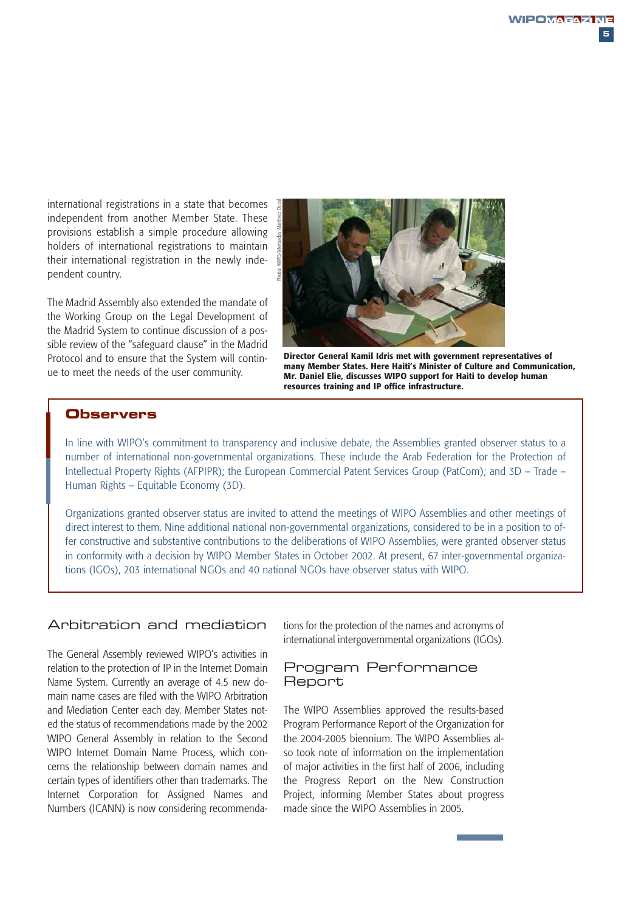international registrations in a state that becomes independent from another Member State. These provisions establish a simple procedure allowing holders of international registrations to maintain their international registration in the newly independent country.

The Madrid Assembly also extended the mandate of the Working Group on the Legal Development of the Madrid System to continue discussion of a possible review of the "safeguard clause" in the Madrid Protocol and to ensure that the System will continue to meet the needs of the user community.

Photo: WIPO/Mercedes Martínez Dozal

**Director General Kamil Idris met with government representatives of many Member States. Here Haiti's Minister of Culture and Communication, Mr. Daniel Elie, discusses WIPO support for Haiti to develop human resources training and IP office infrastructure.**

## Observers

In line with WIPO's commitment to transparency and inclusive debate, the Assemblies granted observer status to a number of international non-governmental organizations. These include the Arab Federation for the Protection of Intellectual Property Rights (AFPIPR); the European Commercial Patent Services Group (PatCom); and 3D – Trade – Human Rights – Equitable Economy (3D).

Organizations granted observer status are invited to attend the meetings of WIPO Assemblies and other meetings of direct interest to them. Nine additional national non-governmental organizations, considered to be in a position to offer constructive and substantive contributions to the deliberations of WIPO Assemblies, were granted observer status in conformity with a decision by WIPO Member States in October 2002. At present, 67 inter-governmental organizations (IGOs), 203 international NGOs and 40 national NGOs have observer status with WIPO.

## Arbitration and mediation

The General Assembly reviewed WIPO's activities in relation to the protection of IP in the Internet Domain Name System. Currently an average of 4.5 new domain name cases are filed with the WIPO Arbitration and Mediation Center each day. Member States noted the status of recommendations made by the 2002 WIPO General Assembly in relation to the Second WIPO Internet Domain Name Process, which concerns the relationship between domain names and certain types of identifiers other than trademarks. The Internet Corporation for Assigned Names and Numbers (ICANN) is now considering recommendations for the protection of the names and acronyms of international intergovernmental organizations (IGOs).

## Program Performance Report

The WIPO Assemblies approved the results-based Program Performance Report of the Organization for the 2004-2005 biennium. The WIPO Assemblies also took note of information on the implementation of major activities in the first half of 2006, including the Progress Report on the New Construction Project, informing Member States about progress made since the WIPO Assemblies in 2005.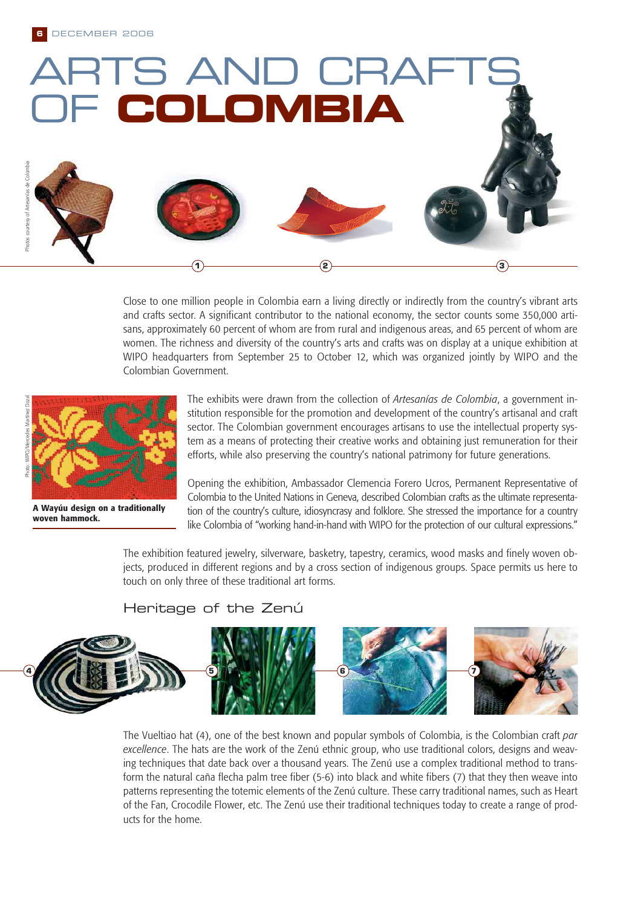# ARTS AND CRAFTS OF COLOMBIA

Photos courtesy of Artesanías de Colombia

Close to one million people in Colombia earn a living directly or indirectly from the country's vibrant arts and crafts sector. A significant contributor to the national economy, the sector counts some 350,000 artisans, approximately 60 percent of whom are from rural and indigenous areas, and 65 percent of whom are women. The richness and diversity of the country's arts and crafts was on display at a unique exhibition at WIPO headquarters from September 25 to October 12, which was organized jointly by WIPO and the Colombian Government.

Photo: WIPO/Mercedes Martínez Dozal

**A Wayúu design on a traditionally woven hammock.**

The exhibits were drawn from the collection of *Artesanías de Colombia*, a government institution responsible for the promotion and development of the country's artisanal and craft sector. The Colombian government encourages artisans to use the intellectual property system as a means of protecting their creative works and obtaining just remuneration for their efforts, while also preserving the country's national patrimony for future generations.

Opening the exhibition, Ambassador Clemencia Forero Ucros, Permanent Representative of Colombia to the United Nations in Geneva, described Colombian crafts as the ultimate representation of the country's culture, idiosyncrasy and folklore. She stressed the importance for a country like Colombia of "working hand-in-hand with WIPO for the protection of our cultural expressions."

The exhibition featured jewelry, silverware, basketry, tapestry, ceramics, wood masks and finely woven objects, produced in different regions and by a cross section of indigenous groups. Space permits us here to touch on only three of these traditional art forms.

## Heritage of the Zenú

The Vueltiao hat (4), one of the best known and popular symbols of Colombia, is the Colombian craft *par excellence*. The hats are the work of the Zenú ethnic group, who use traditional colors, designs and weaving techniques that date back over a thousand years. The Zenú use a complex traditional method to transform the natural caña flecha palm tree fiber (5-6) into black and white fibers (7) that they then weave into patterns representing the totemic elements of the Zenú culture. These carry traditional names, such as Heart of the Fan, Crocodile Flower, etc. The Zenú use their traditional techniques today to create a range of products for the home.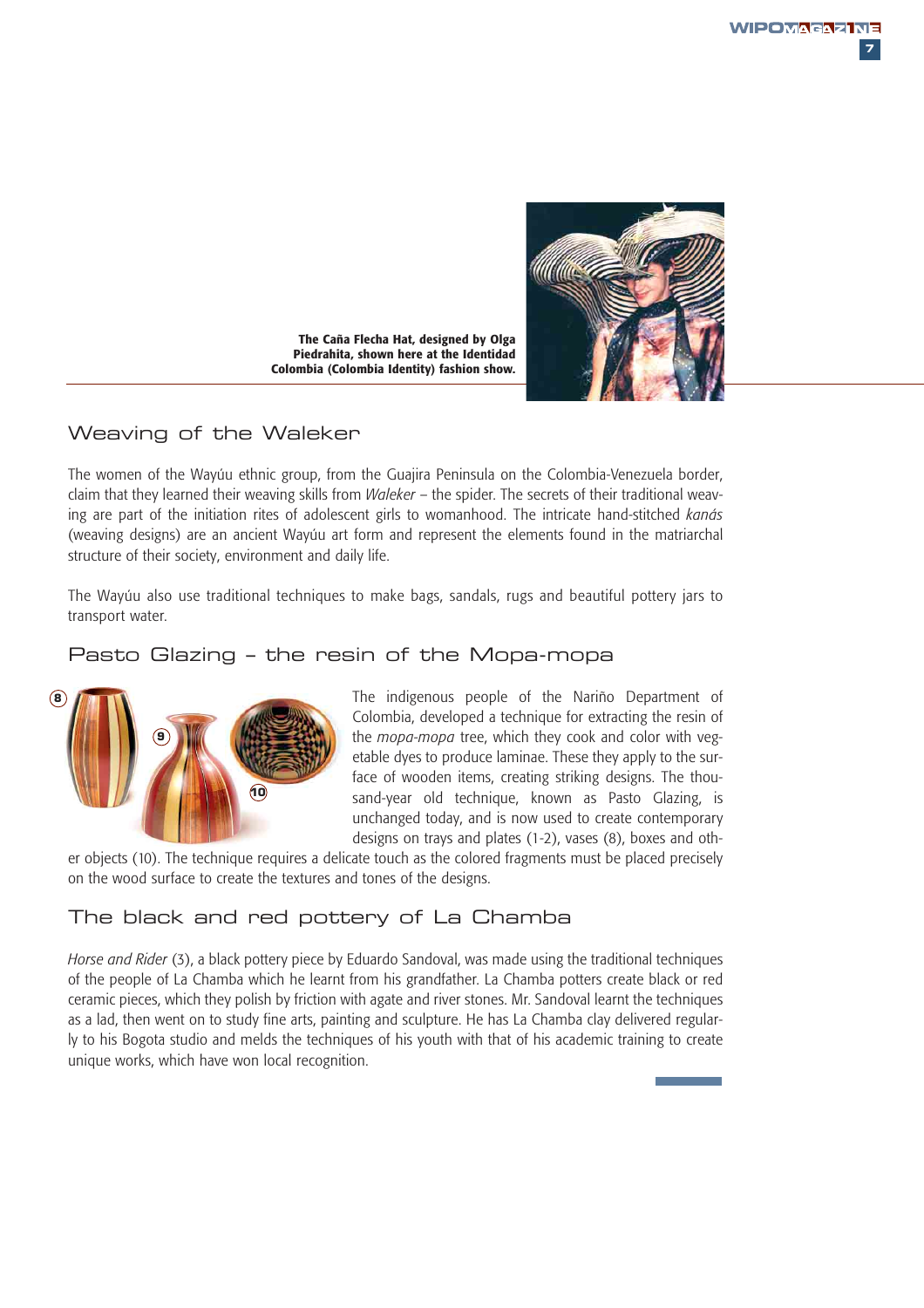**The Caña Flecha Hat, designed by Olga Piedrahita, shown here at the Identidad Colombia (Colombia Identity) fashion show.**

## Weaving of the Waleker

The women of the Wayúu ethnic group, from the Guajira Peninsula on the Colombia-Venezuela border, claim that they learned their weaving skills from *Waleker* – the spider. The secrets of their traditional weaving are part of the initiation rites of adolescent girls to womanhood. The intricate hand-stitched *kanás* (weaving designs) are an ancient Wayúu art form and represent the elements found in the matriarchal structure of their society, environment and daily life.

The Wayúu also use traditional techniques to make bags, sandals, rugs and beautiful pottery jars to transport water.

## Pasto Glazing – the resin of the Mopa-mopa

The indigenous people of the Nariño Department of Colombia, developed a technique for extracting the resin of the *mopa-mopa* tree, which they cook and color with vegetable dyes to produce laminae. These they apply to the surface of wooden items, creating striking designs. The thousand-year old technique, known as Pasto Glazing, is unchanged today, and is now used to create contemporary designs on trays and plates (1-2), vases (8), boxes and other objects (10). The technique requires a delicate touch as the colored fragments must be placed precisely on the wood surface to create the textures and tones of the designs.

## The black and red pottery of La Chamba

*Horse and Rider* (3), a black pottery piece by Eduardo Sandoval, was made using the traditional techniques of the people of La Chamba which he learnt from his grandfather. La Chamba potters create black or red ceramic pieces, which they polish by friction with agate and river stones. Mr. Sandoval learnt the techniques as a lad, then went on to study fine arts, painting and sculpture. He has La Chamba clay delivered regularly to his Bogota studio and melds the techniques of his youth with that of his academic training to create unique works, which have won local recognition.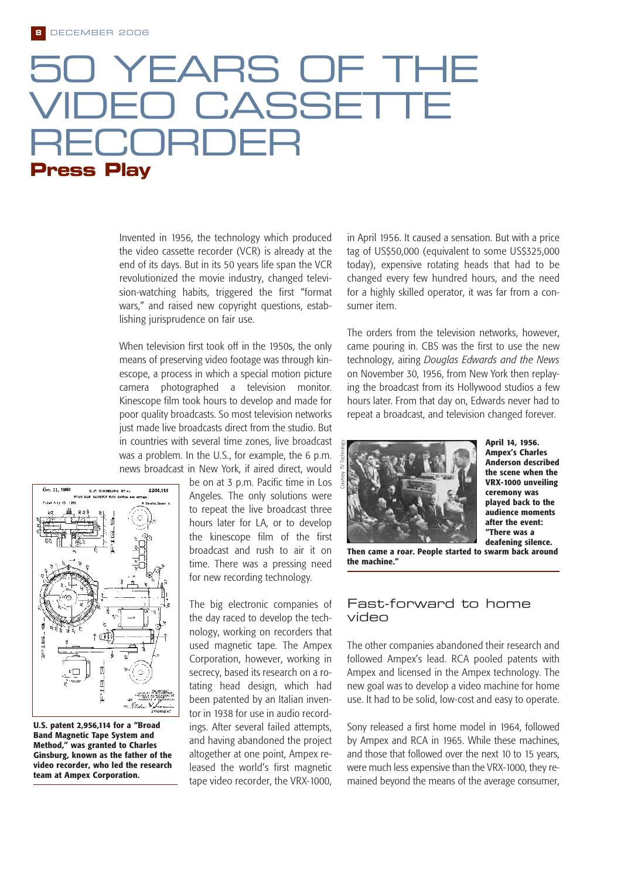# 50 YEARS OF THE VIDEO CASSETTE RECORDER

## Press Play

Invented in 1956, the technology which produced the video cassette recorder (VCR) is already at the end of its days. But in its 50 years life span the VCR revolutionized the movie industry, changed television-watching habits, triggered the first "format wars," and raised new copyright questions, establishing jurisprudence on fair use.

When television first took off in the 1950s, the only means of preserving video footage was through kinescope, a process in which a special motion picture camera photographed a television monitor. Kinescope film took hours to develop and made for poor quality broadcasts. So most television networks just made live broadcasts direct from the studio. But in countries with several time zones, live broadcast was a problem. In the U.S., for example, the 6 p.m. news broadcast in New York, if aired direct, would be on at 3 p.m. Pacific time in Los Angeles. The only solutions were to repeat the live broadcast three hours later for LA, or to develop the kinescope film of the first broadcast and rush to air it on time. There was a pressing need for new recording technology.

**U.S. patent 2,956,114 for a "Broad Band Magnetic Tape System and Method," was granted to Charles Ginsburg, known as the father of the video recorder, who led the research team at Ampex Corporation.**

The big electronic companies of the day raced to develop the technology, working on recorders that used magnetic tape. The Ampex Corporation, however, working in secrecy, based its research on a rotating head design, which had been patented by an Italian inventor in 1938 for use in audio recordings. After several failed attempts, and having abandoned the project altogether at one point, Ampex released the world's first magnetic tape video recorder, the VRX-1000, in April 1956. It caused a sensation. But with a price tag of US$50,000 (equivalent to some US$325,000 today), expensive rotating heads that had to be changed every few hundred hours, and the need for a highly skilled operator, it was far from a consumer item.

The orders from the television networks, however, came pouring in. CBS was the first to use the new technology, airing *Douglas Edwards and the News* on November 30, 1956, from New York then replaying the broadcast from its Hollywood studios a few hours later. From that day on, Edwards never had to repeat a broadcast, and television changed forever.

Courtesy TV Technology

**April 14, 1956. Ampex's Charles Anderson described the scene when the VRX-1000 unveiling ceremony was played back to the audience moments after the event: "There was a deafening silence. Then came a roar. People started to swarm back around the machine."**

### Fast-forward to home video

The other companies abandoned their research and followed Ampex's lead. RCA pooled patents with Ampex and licensed in the Ampex technology. The new goal was to develop a video machine for home use. It had to be solid, low-cost and easy to operate.

Sony released a first home model in 1964, followed by Ampex and RCA in 1965. While these machines, and those that followed over the next 10 to 15 years, were much less expensive than the VRX-1000, they remained beyond the means of the average consumer,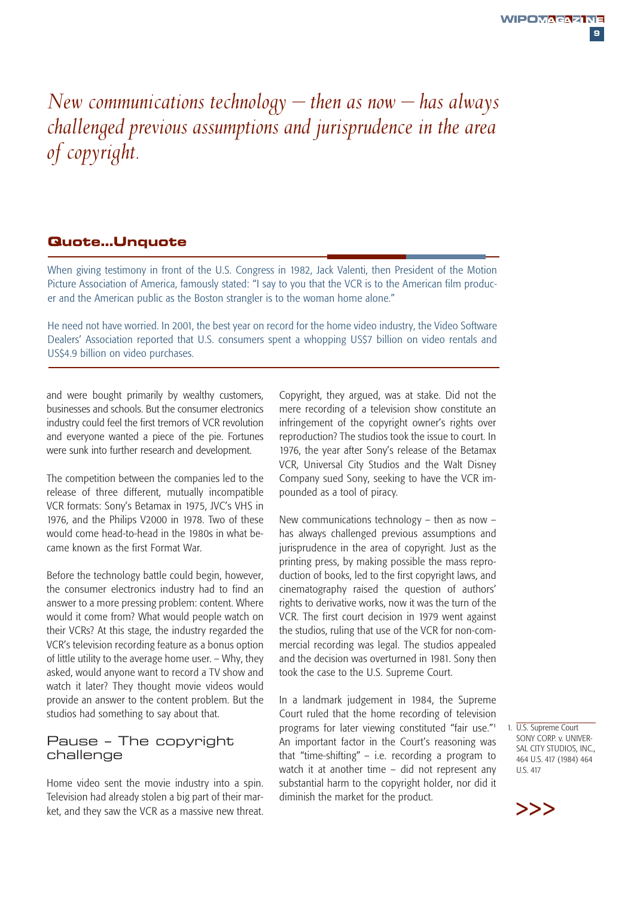*New communications technology – then as now – has always challenged previous assumptions and jurisprudence in the area of copyright.*

## Quote...Unquote

When giving testimony in front of the U.S. Congress in 1982, Jack Valenti, then President of the Motion Picture Association of America, famously stated: "I say to you that the VCR is to the American film producer and the American public as the Boston strangler is to the woman home alone."

He need not have worried. In 2001, the best year on record for the home video industry, the Video Software Dealers' Association reported that U.S. consumers spent a whopping US$7 billion on video rentals and US$4.9 billion on video purchases.

---

and were bought primarily by wealthy customers, businesses and schools. But the consumer electronics industry could feel the first tremors of VCR revolution and everyone wanted a piece of the pie. Fortunes were sunk into further research and development.

The competition between the companies led to the release of three different, mutually incompatible VCR formats: Sony's Betamax in 1975, JVC's VHS in 1976, and the Philips V2000 in 1978. Two of these would come head-to-head in the 1980s in what became known as the first Format War.

Before the technology battle could begin, however, the consumer electronics industry had to find an answer to a more pressing problem: content. Where would it come from? What would people watch on their VCRs? At this stage, the industry regarded the VCR's television recording feature as a bonus option of little utility to the average home user. – Why, they asked, would anyone want to record a TV show and watch it later? They thought movie videos would provide an answer to the content problem. But the studios had something to say about that.

## Pause – The copyright challenge

Home video sent the movie industry into a spin. Television had already stolen a big part of their market, and they saw the VCR as a massive new threat. Copyright, they argued, was at stake. Did not the mere recording of a television show constitute an infringement of the copyright owner's rights over reproduction? The studios took the issue to court. In 1976, the year after Sony's release of the Betamax VCR, Universal City Studios and the Walt Disney Company sued Sony, seeking to have the VCR impounded as a tool of piracy.

New communications technology – then as now – has always challenged previous assumptions and jurisprudence in the area of copyright. Just as the printing press, by making possible the mass reproduction of books, led to the first copyright laws, and cinematography raised the question of authors' rights to derivative works, now it was the turn of the VCR. The first court decision in 1979 went against the studios, ruling that use of the VCR for non-commercial recording was legal. The studios appealed and the decision was overturned in 1981. Sony then took the case to the U.S. Supreme Court.

In a landmark judgement in 1984, the Supreme Court ruled that the home recording of television programs for later viewing constituted "fair use."[1] An important factor in the Court's reasoning was that "time-shifting" – i.e. recording a program to watch it at another time – did not represent any substantial harm to the copyright holder, nor did it diminish the market for the product.

1. U.S. Supreme Court SONY CORP. v. UNIVERSAL CITY STUDIOS, INC., 464 U.S. 417 (1984) 464 U.S. 417

>>>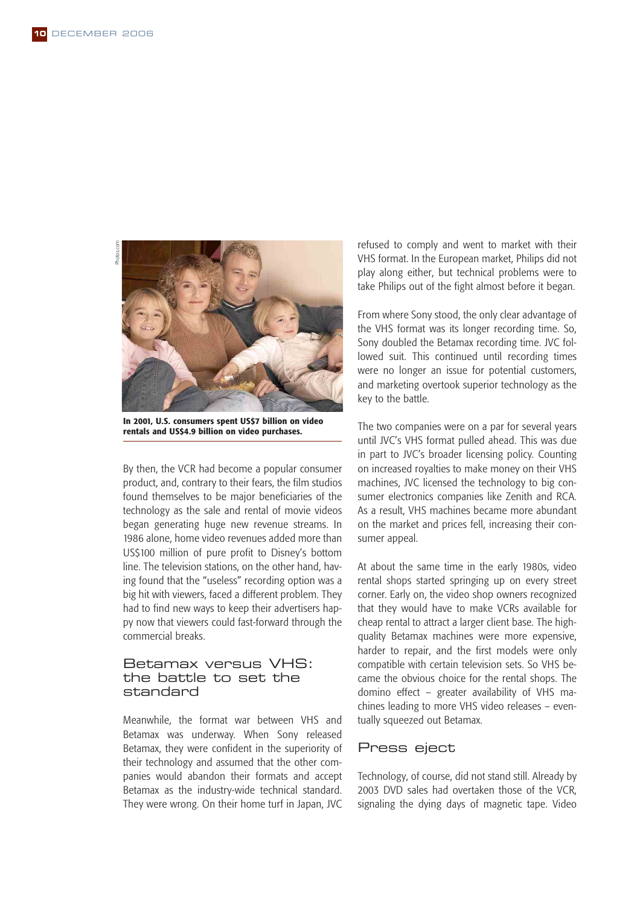In 2001, U.S. consumers spent US$7 billion on video rentals and US$4.9 billion on video purchases.

By then, the VCR had become a popular consumer product, and, contrary to their fears, the film studios found themselves to be major beneficiaries of the technology as the sale and rental of movie videos began generating huge new revenue streams. In 1986 alone, home video revenues added more than US$100 million of pure profit to Disney's bottom line. The television stations, on the other hand, having found that the "useless" recording option was a big hit with viewers, faced a different problem. They had to find new ways to keep their advertisers happy now that viewers could fast-forward through the commercial breaks.

## Betamax versus VHS: the battle to set the standard

Meanwhile, the format war between VHS and Betamax was underway. When Sony released Betamax, they were confident in the superiority of their technology and assumed that the other companies would abandon their formats and accept Betamax as the industry-wide technical standard. They were wrong. On their home turf in Japan, JVC refused to comply and went to market with their VHS format. In the European market, Philips did not play along either, but technical problems were to take Philips out of the fight almost before it began.

From where Sony stood, the only clear advantage of the VHS format was its longer recording time. So, Sony doubled the Betamax recording time. JVC followed suit. This continued until recording times were no longer an issue for potential customers, and marketing overtook superior technology as the key to the battle.

The two companies were on a par for several years until JVC's VHS format pulled ahead. This was due in part to JVC's broader licensing policy. Counting on increased royalties to make money on their VHS machines, JVC licensed the technology to big consumer electronics companies like Zenith and RCA. As a result, VHS machines became more abundant on the market and prices fell, increasing their consumer appeal.

At about the same time in the early 1980s, video rental shops started springing up on every street corner. Early on, the video shop owners recognized that they would have to make VCRs available for cheap rental to attract a larger client base. The high-quality Betamax machines were more expensive, harder to repair, and the first models were only compatible with certain television sets. So VHS became the obvious choice for the rental shops. The domino effect – greater availability of VHS machines leading to more VHS video releases – eventually squeezed out Betamax.

## Press eject

Technology, of course, did not stand still. Already by 2003 DVD sales had overtaken those of the VCR, signaling the dying days of magnetic tape. Video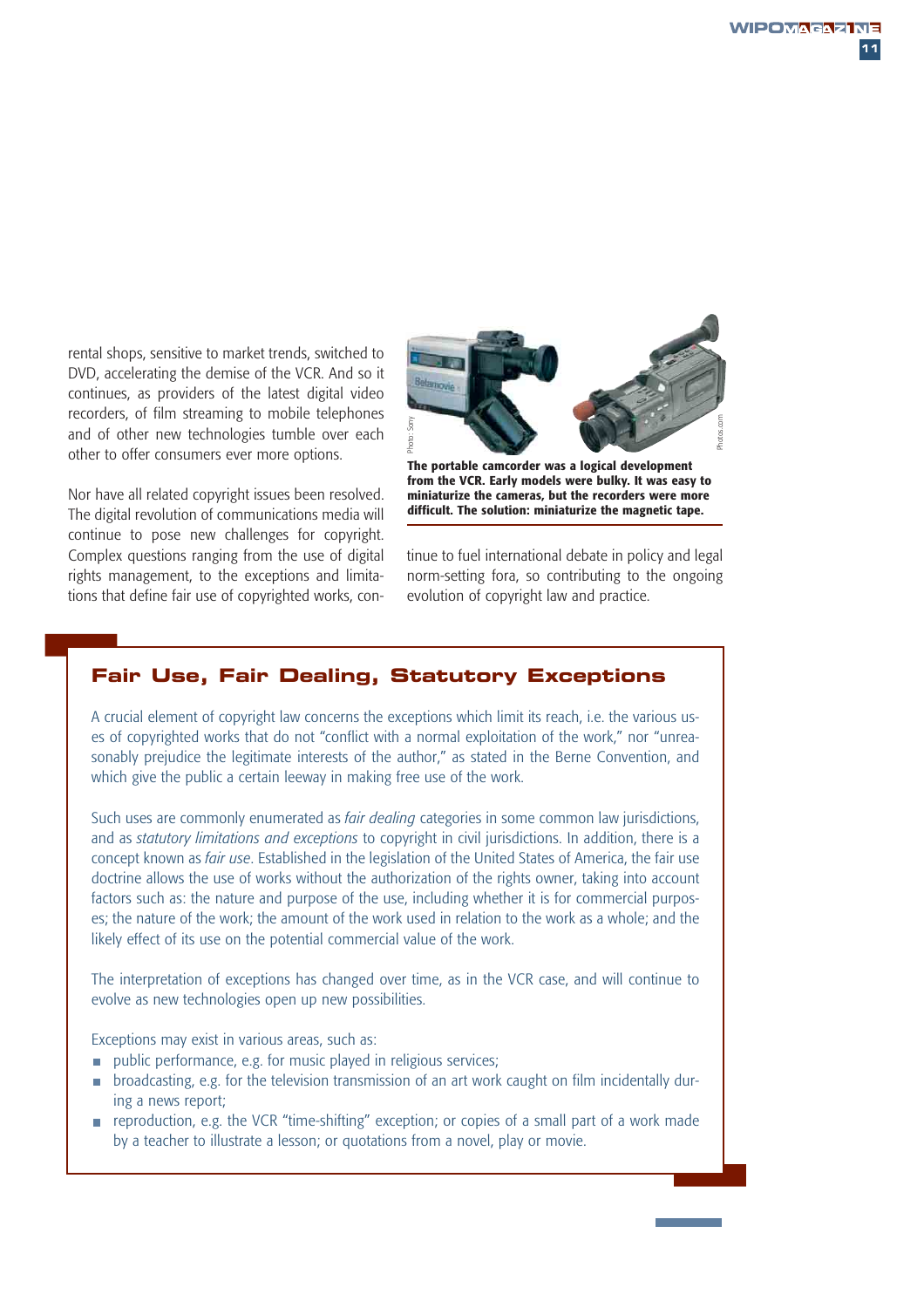rental shops, sensitive to market trends, switched to DVD, accelerating the demise of the VCR. And so it continues, as providers of the latest digital video recorders, of film streaming to mobile telephones and of other new technologies tumble over each other to offer consumers ever more options.

Nor have all related copyright issues been resolved. The digital revolution of communications media will continue to pose new challenges for copyright. Complex questions ranging from the use of digital rights management, to the exceptions and limitations that define fair use of copyrighted works, continue to fuel international debate in policy and legal norm-setting fora, so contributing to the ongoing evolution of copyright law and practice.

**The portable camcorder was a logical development from the VCR. Early models were bulky. It was easy to miniaturize the cameras, but the recorders were more difficult. The solution: miniaturize the magnetic tape.**

## Fair Use, Fair Dealing, Statutory Exceptions

A crucial element of copyright law concerns the exceptions which limit its reach, i.e. the various uses of copyrighted works that do not "conflict with a normal exploitation of the work," nor "unreasonably prejudice the legitimate interests of the author," as stated in the Berne Convention, and which give the public a certain leeway in making free use of the work.

Such uses are commonly enumerated as *fair dealing* categories in some common law jurisdictions, and as *statutory limitations and exceptions* to copyright in civil jurisdictions. In addition, there is a concept known as *fair use*. Established in the legislation of the United States of America, the fair use doctrine allows the use of works without the authorization of the rights owner, taking into account factors such as: the nature and purpose of the use, including whether it is for commercial purposes; the nature of the work; the amount of the work used in relation to the work as a whole; and the likely effect of its use on the potential commercial value of the work.

The interpretation of exceptions has changed over time, as in the VCR case, and will continue to evolve as new technologies open up new possibilities.

Exceptions may exist in various areas, such as:

- public performance, e.g. for music played in religious services;
- broadcasting, e.g. for the television transmission of an art work caught on film incidentally during a news report;
- reproduction, e.g. the VCR "time-shifting" exception; or copies of a small part of a work made by a teacher to illustrate a lesson; or quotations from a novel, play or movie.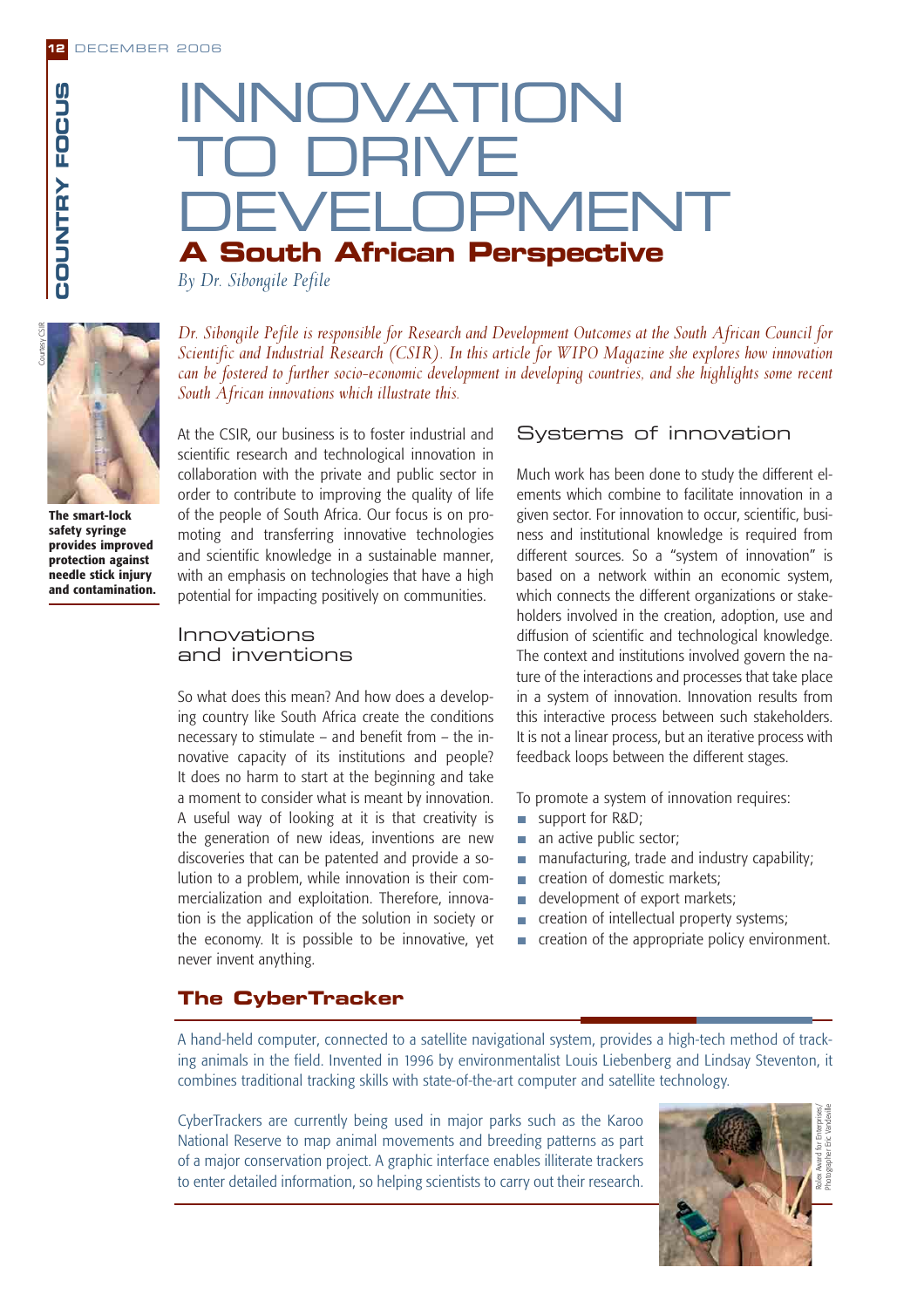# INNOVATION TO DRIVE DEVELOPMENT

## A South African Perspective

*By Dr. Sibongile Pefile*

*Dr. Sibongile Pefile is responsible for Research and Development Outcomes at the South African Council for Scientific and Industrial Research (CSIR). In this article for WIPO Magazine she explores how innovation can be fostered to further socio-economic development in developing countries, and she highlights some recent South African innovations which illustrate this.*

**The smart-lock safety syringe provides improved protection against needle stick injury and contamination.**

At the CSIR, our business is to foster industrial and scientific research and technological innovation in collaboration with the private and public sector in order to contribute to improving the quality of life of the people of South Africa. Our focus is on promoting and transferring innovative technologies and scientific knowledge in a sustainable manner, with an emphasis on technologies that have a high potential for impacting positively on communities.

### Innovations and inventions

So what does this mean? And how does a developing country like South Africa create the conditions necessary to stimulate – and benefit from – the innovative capacity of its institutions and people? It does no harm to start at the beginning and take a moment to consider what is meant by innovation. A useful way of looking at it is that creativity is the generation of new ideas, inventions are new discoveries that can be patented and provide a solution to a problem, while innovation is their commercialization and exploitation. Therefore, innovation is the application of the solution in society or the economy. It is possible to be innovative, yet never invent anything.

### Systems of innovation

Much work has been done to study the different elements which combine to facilitate innovation in a given sector. For innovation to occur, scientific, business and institutional knowledge is required from different sources. So a "system of innovation" is based on a network within an economic system, which connects the different organizations or stakeholders involved in the creation, adoption, use and diffusion of scientific and technological knowledge. The context and institutions involved govern the nature of the interactions and processes that take place in a system of innovation. Innovation results from this interactive process between such stakeholders. It is not a linear process, but an iterative process with feedback loops between the different stages.

To promote a system of innovation requires:

- support for R&D;
- an active public sector;
- manufacturing, trade and industry capability;
- creation of domestic markets;
- development of export markets;
- creation of intellectual property systems;
- creation of the appropriate policy environment.

### The CyberTracker

A hand-held computer, connected to a satellite navigational system, provides a high-tech method of tracking animals in the field. Invented in 1996 by environmentalist Louis Liebenberg and Lindsay Steventon, it combines traditional tracking skills with state-of-the-art computer and satellite technology.

CyberTrackers are currently being used in major parks such as the Karoo National Reserve to map animal movements and breeding patterns as part of a major conservation project. A graphic interface enables illiterate trackers to enter detailed information, so helping scientists to carry out their research.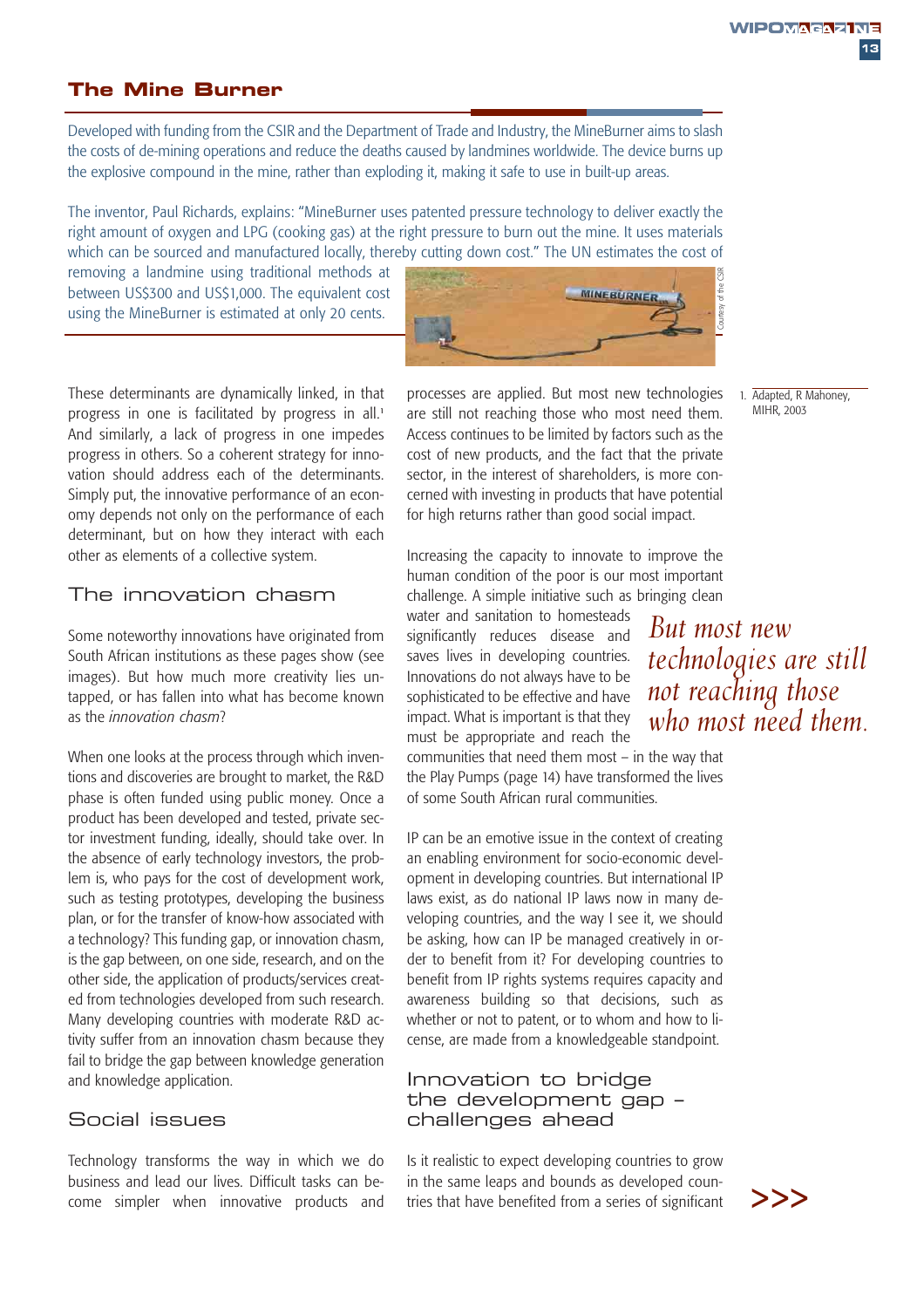## The Mine Burner

Developed with funding from the CSIR and the Department of Trade and Industry, the MineBurner aims to slash the costs of de-mining operations and reduce the deaths caused by landmines worldwide. The device burns up the explosive compound in the mine, rather than exploding it, making it safe to use in built-up areas.

The inventor, Paul Richards, explains: "MineBurner uses patented pressure technology to deliver exactly the right amount of oxygen and LPG (cooking gas) at the right pressure to burn out the mine. It uses materials which can be sourced and manufactured locally, thereby cutting down cost." The UN estimates the cost of removing a landmine using traditional methods at between US$300 and US$1,000. The equivalent cost using the MineBurner is estimated at only 20 cents.

Courtesy of the CSIR

These determinants are dynamically linked, in that progress in one is facilitated by progress in all.[1] And similarly, a lack of progress in one impedes progress in others. So a coherent strategy for innovation should address each of the determinants. Simply put, the innovative performance of an economy depends not only on the performance of each determinant, but on how they interact with each other as elements of a collective system.

### The innovation chasm

Some noteworthy innovations have originated from South African institutions as these pages show (see images). But how much more creativity lies untapped, or has fallen into what has become known as the *innovation chasm*?

When one looks at the process through which inventions and discoveries are brought to market, the R&D phase is often funded using public money. Once a product has been developed and tested, private sector investment funding, ideally, should take over. In the absence of early technology investors, the problem is, who pays for the cost of development work, such as testing prototypes, developing the business plan, or for the transfer of know-how associated with a technology? This funding gap, or innovation chasm, is the gap between, on one side, research, and on the other side, the application of products/services created from technologies developed from such research. Many developing countries with moderate R&D activity suffer from an innovation chasm because they fail to bridge the gap between knowledge generation and knowledge application.

### Social issues

Technology transforms the way in which we do business and lead our lives. Difficult tasks can become simpler when innovative products and processes are applied. But most new technologies are still not reaching those who most need them. Access continues to be limited by factors such as the cost of new products, and the fact that the private sector, in the interest of shareholders, is more concerned with investing in products that have potential for high returns rather than good social impact.

Increasing the capacity to innovate to improve the human condition of the poor is our most important challenge. A simple initiative such as bringing clean water and sanitation to homesteads significantly reduces disease and saves lives in developing countries. Innovations do not always have to be sophisticated to be effective and have impact. What is important is that they must be appropriate and reach the communities that need them most – in the way that the Play Pumps (page 14) have transformed the lives of some South African rural communities.

*But most new technologies are still not reaching those who most need them.*

IP can be an emotive issue in the context of creating an enabling environment for socio-economic development in developing countries. But international IP laws exist, as do national IP laws now in many developing countries, and the way I see it, we should be asking, how can IP be managed creatively in order to benefit from it? For developing countries to benefit from IP rights systems requires capacity and awareness building so that decisions, such as whether or not to patent, or to whom and how to license, are made from a knowledgeable standpoint.

### Innovation to bridge the development gap – challenges ahead

Is it realistic to expect developing countries to grow in the same leaps and bounds as developed countries that have benefited from a series of significant >>>

1. Adapted, R Mahoney, MIHR, 2003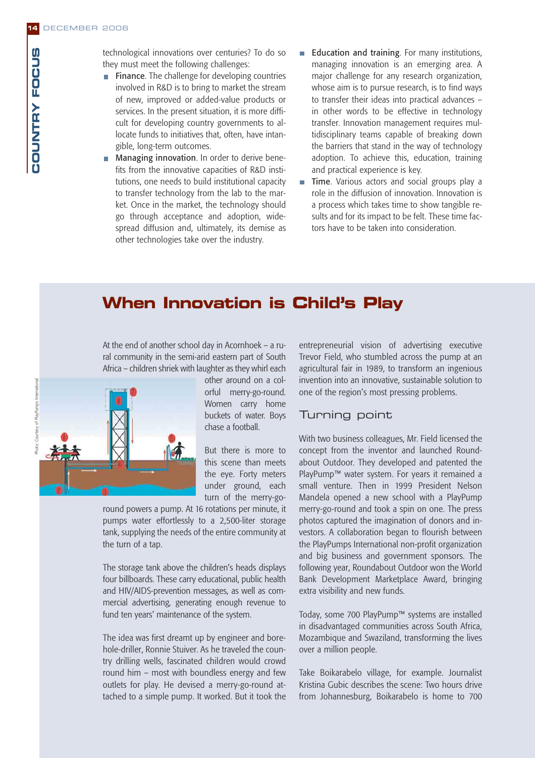technological innovations over centuries? To do so they must meet the following challenges:

- **Finance**. The challenge for developing countries involved in R&D is to bring to market the stream of new, improved or added-value products or services. In the present situation, it is more difficult for developing country governments to allocate funds to initiatives that, often, have intangible, long-term outcomes.
- **Managing innovation**. In order to derive benefits from the innovative capacities of R&D institutions, one needs to build institutional capacity to transfer technology from the lab to the market. Once in the market, the technology should go through acceptance and adoption, widespread diffusion and, ultimately, its demise as other technologies take over the industry.
- **Education and training**. For many institutions, managing innovation is an emerging area. A major challenge for any research organization, whose aim is to pursue research, is to find ways to transfer their ideas into practical advances – in other words to be effective in technology transfer. Innovation management requires multidisciplinary teams capable of breaking down the barriers that stand in the way of technology adoption. To achieve this, education, training and practical experience is key.
- **Time**. Various actors and social groups play a role in the diffusion of innovation. Innovation is a process which takes time to show tangible results and for its impact to be felt. These time factors have to be taken into consideration.

## When Innovation is Child's Play

At the end of another school day in Acornhoek – a rural community in the semi-arid eastern part of South Africa – children shriek with laughter as they whirl each other around on a colorful merry-go-round. Women carry home buckets of water. Boys chase a football.

Photo: Courtesy of PlayPumps International

But there is more to this scene than meets the eye. Forty meters under ground, each turn of the merry-go-round powers a pump. At 16 rotations per minute, it pumps water effortlessly to a 2,500-liter storage tank, supplying the needs of the entire community at the turn of a tap.

The storage tank above the children's heads displays four billboards. These carry educational, public health and HIV/AIDS-prevention messages, as well as commercial advertising, generating enough revenue to fund ten years' maintenance of the system.

The idea was first dreamt up by engineer and borehole-driller, Ronnie Stuiver. As he traveled the country drilling wells, fascinated children would crowd round him – most with boundless energy and few outlets for play. He devised a merry-go-round attached to a simple pump. It worked. But it took the entrepreneurial vision of advertising executive Trevor Field, who stumbled across the pump at an agricultural fair in 1989, to transform an ingenious invention into an innovative, sustainable solution to one of the region's most pressing problems.

### Turning point

With two business colleagues, Mr. Field licensed the concept from the inventor and launched Roundabout Outdoor. They developed and patented the PlayPump™ water system. For years it remained a small venture. Then in 1999 President Nelson Mandela opened a new school with a PlayPump merry-go-round and took a spin on one. The press photos captured the imagination of donors and investors. A collaboration began to flourish between the PlayPumps International non-profit organization and big business and government sponsors. The following year, Roundabout Outdoor won the World Bank Development Marketplace Award, bringing extra visibility and new funds.

Today, some 700 PlayPump™ systems are installed in disadvantaged communities across South Africa, Mozambique and Swaziland, transforming the lives over a million people.

Take Boikarabelo village, for example. Journalist Kristina Gubic describes the scene: Two hours drive from Johannesburg, Boikarabelo is home to 700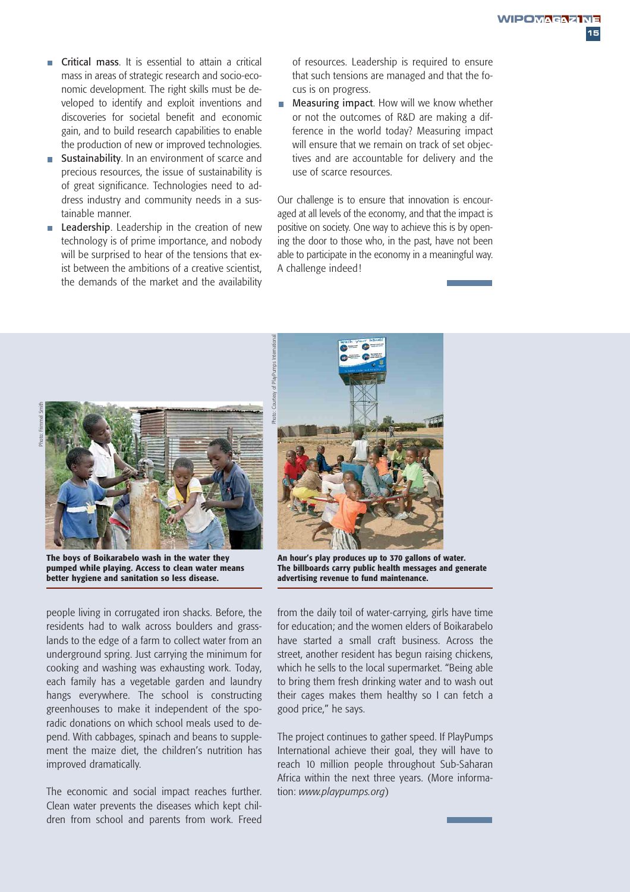- **Critical mass**. It is essential to attain a critical mass in areas of strategic research and socio-economic development. The right skills must be developed to identify and exploit inventions and discoveries for societal benefit and economic gain, and to build research capabilities to enable the production of new or improved technologies.
- **Sustainability**. In an environment of scarce and precious resources, the issue of sustainability is of great significance. Technologies need to address industry and community needs in a sustainable manner.
- **Leadership**. Leadership in the creation of new technology is of prime importance, and nobody will be surprised to hear of the tensions that exist between the ambitions of a creative scientist, the demands of the market and the availability of resources. Leadership is required to ensure that such tensions are managed and that the focus is on progress.
- **Measuring impact**. How will we know whether or not the outcomes of R&D are making a difference in the world today? Measuring impact will ensure that we remain on track of set objectives and are accountable for delivery and the use of scarce resources.

Our challenge is to ensure that innovation is encouraged at all levels of the economy, and that the impact is positive on society. One way to achieve this is by opening the door to those who, in the past, have not been able to participate in the economy in a meaningful way. A challenge indeed!

Photo: Fimmel Smith

**The boys of Boikarabelo wash in the water they pumped while playing. Access to clean water means better hygiene and sanitation so less disease.**

Photo: Courtesy of PlayPumps International

**An hour's play produces up to 370 gallons of water. The billboards carry public health messages and generate advertising revenue to fund maintenance.**

people living in corrugated iron shacks. Before, the residents had to walk across boulders and grasslands to the edge of a farm to collect water from an underground spring. Just carrying the minimum for cooking and washing was exhausting work. Today, each family has a vegetable garden and laundry hangs everywhere. The school is constructing greenhouses to make it independent of the sporadic donations on which school meals used to depend. With cabbages, spinach and beans to supplement the maize diet, the children's nutrition has improved dramatically.

The economic and social impact reaches further. Clean water prevents the diseases which kept children from school and parents from work. Freed from the daily toil of water-carrying, girls have time for education; and the women elders of Boikarabelo have started a small craft business. Across the street, another resident has begun raising chickens, which he sells to the local supermarket. "Being able to bring them fresh drinking water and to wash out their cages makes them healthy so I can fetch a good price," he says.

The project continues to gather speed. If PlayPumps International achieve their goal, they will have to reach 10 million people throughout Sub-Saharan Africa within the next three years. (More information: *www.playpumps.org*)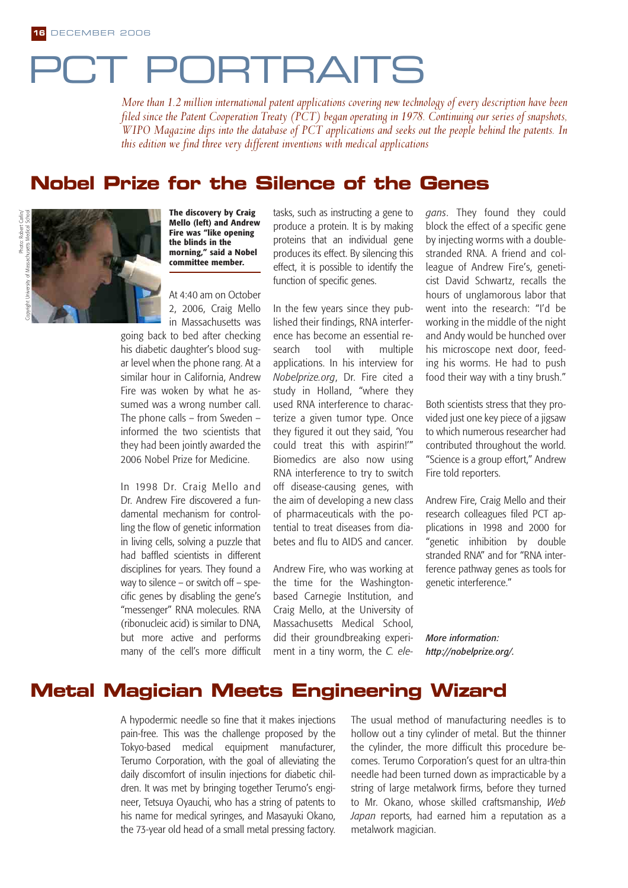# PCT PORTRAITS

*More than 1.2 million international patent applications covering new technology of every description have been filed since the Patent Cooperation Treaty (PCT) began operating in 1978. Continuing our series of snapshots, WIPO Magazine dips into the database of PCT applications and seeks out the people behind the patents. In this edition we find three very different inventions with medical applications*

## Nobel Prize for the Silence of the Genes

Photo: Robert Carlin/ Copyright University of Massachusetts Medical School

**The discovery by Craig Mello (left) and Andrew Fire was "like opening the blinds in the morning," said a Nobel committee member.**

At 4:40 am on October 2, 2006, Craig Mello in Massachusetts was going back to bed after checking his diabetic daughter's blood sugar level when the phone rang. At a similar hour in California, Andrew Fire was woken by what he assumed was a wrong number call. The phone calls – from Sweden – informed the two scientists that they had been jointly awarded the 2006 Nobel Prize for Medicine.

In 1998 Dr. Craig Mello and Dr. Andrew Fire discovered a fundamental mechanism for controlling the flow of genetic information in living cells, solving a puzzle that had baffled scientists in different disciplines for years. They found a way to silence – or switch off – specific genes by disabling the gene's "messenger" RNA molecules. RNA (ribonucleic acid) is similar to DNA, but more active and performs many of the cell's more difficult tasks, such as instructing a gene to produce a protein. It is by making proteins that an individual gene produces its effect. By silencing this effect, it is possible to identify the function of specific genes.

In the few years since they published their findings, RNA interference has become an essential research tool with multiple applications. In his interview for *Nobelprize.org*, Dr. Fire cited a study in Holland, "where they used RNA interference to characterize a given tumor type. Once they figured it out they said, 'You could treat this with aspirin!'" Biomedics are also now using RNA interference to try to switch off disease-causing genes, with the aim of developing a new class of pharmaceuticals with the potential to treat diseases from diabetes and flu to AIDS and cancer.

Andrew Fire, who was working at the time for the Washington-based Carnegie Institution, and Craig Mello, at the University of Massachusetts Medical School, did their groundbreaking experiment in a tiny worm, the *C. elegans*. They found they could block the effect of a specific gene by injecting worms with a double-stranded RNA. A friend and colleague of Andrew Fire's, geneticist David Schwartz, recalls the hours of unglamorous labor that went into the research: "I'd be working in the middle of the night and Andy would be hunched over his microscope next door, feeding his worms. He had to push food their way with a tiny brush."

Both scientists stress that they provided just one key piece of a jigsaw to which numerous researcher had contributed throughout the world. "Science is a group effort," Andrew Fire told reporters.

Andrew Fire, Craig Mello and their research colleagues filed PCT applications in 1998 and 2000 for "genetic inhibition by double stranded RNA" and for "RNA interference pathway genes as tools for genetic interference."

***More information: http://nobelprize.org/.***

## Metal Magician Meets Engineering Wizard

A hypodermic needle so fine that it makes injections pain-free. This was the challenge proposed by the Tokyo-based medical equipment manufacturer, Terumo Corporation, with the goal of alleviating the daily discomfort of insulin injections for diabetic children. It was met by bringing together Terumo's engineer, Tetsuya Oyauchi, who has a string of patents to his name for medical syringes, and Masayuki Okano, the 73-year old head of a small metal pressing factory.

The usual method of manufacturing needles is to hollow out a tiny cylinder of metal. But the thinner the cylinder, the more difficult this procedure becomes. Terumo Corporation's quest for an ultra-thin needle had been turned down as impracticable by a string of large metalwork firms, before they turned to Mr. Okano, whose skilled craftsmanship, *Web Japan* reports, had earned him a reputation as a metalwork magician.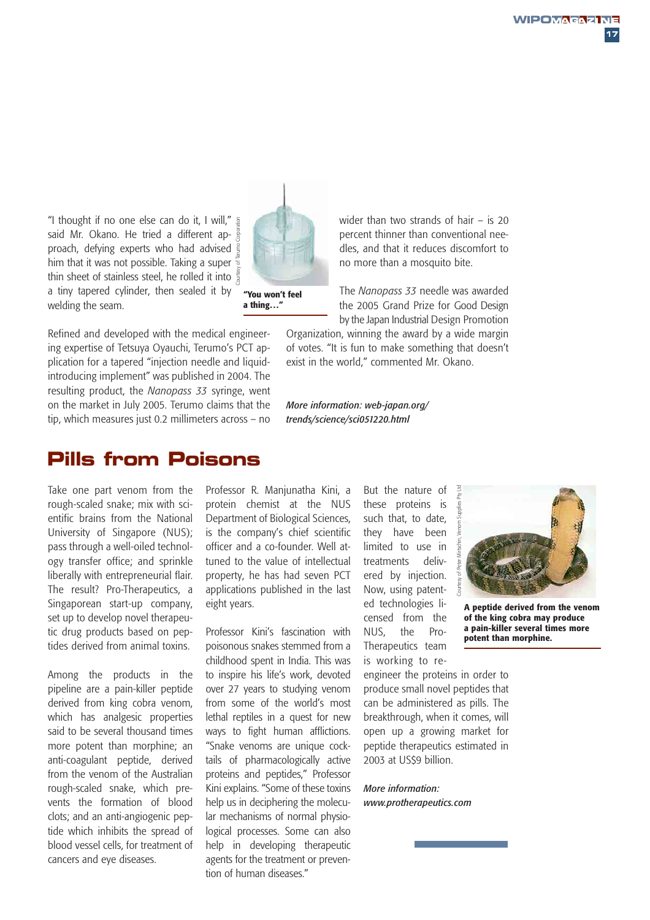"I thought if no one else can do it, I will," said Mr. Okano. He tried a different approach, defying experts who had advised him that it was not possible. Taking a super thin sheet of stainless steel, he rolled it into a tiny tapered cylinder, then sealed it by welding the seam.

**"You won't feel a thing…"**

Refined and developed with the medical engineering expertise of Tetsuya Oyauchi, Terumo's PCT application for a tapered "injection needle and liquid-introducing implement" was published in 2004. The resulting product, the *Nanopass 33* syringe, went on the market in July 2005. Terumo claims that the tip, which measures just 0.2 millimeters across – no wider than two strands of hair – is 20 percent thinner than conventional needles, and that it reduces discomfort to no more than a mosquito bite.

The *Nanopass 33* needle was awarded the 2005 Grand Prize for Good Design by the Japan Industrial Design Promotion Organization, winning the award by a wide margin of votes. "It is fun to make something that doesn't exist in the world," commented Mr. Okano.

*More information: web-japan.org/trends/science/sci051220.html*

## Pills from Poisons

Take one part venom from the rough-scaled snake; mix with scientific brains from the National University of Singapore (NUS); pass through a well-oiled technology transfer office; and sprinkle liberally with entrepreneurial flair. The result? Pro-Therapeutics, a Singaporean start-up company, set up to develop novel therapeutic drug products based on peptides derived from animal toxins.

Among the products in the pipeline are a pain-killer peptide derived from king cobra venom, which has analgesic properties said to be several thousand times more potent than morphine; an anti-coagulant peptide, derived from the venom of the Australian rough-scaled snake, which prevents the formation of blood clots; and an anti-angiogenic peptide which inhibits the spread of blood vessel cells, for treatment of cancers and eye diseases.

Professor R. Manjunatha Kini, a protein chemist at the NUS Department of Biological Sciences, is the company's chief scientific officer and a co-founder. Well attuned to the value of intellectual property, he has had seven PCT applications published in the last eight years.

Professor Kini's fascination with poisonous snakes stemmed from a childhood spent in India. This was to inspire his life's work, devoted over 27 years to studying venom from some of the world's most lethal reptiles in a quest for new ways to fight human afflictions. "Snake venoms are unique cocktails of pharmacologically active proteins and peptides," Professor Kini explains. "Some of these toxins help us in deciphering the molecular mechanisms of normal physiological processes. Some can also help in developing therapeutic agents for the treatment or prevention of human diseases."

But the nature of these proteins is such that, to date, they have been limited to use in treatments delivered by injection. Now, using patented technologies licensed from the NUS, the Pro-Therapeutics team is working to re-engineer the proteins in order to produce small novel peptides that can be administered as pills. The breakthrough, when it comes, will open up a growing market for peptide therapeutics estimated in 2003 at US$9 billion.

**A peptide derived from the venom of the king cobra may produce a pain-killer several times more potent than morphine.**

*More information: www.protherapeutics.com*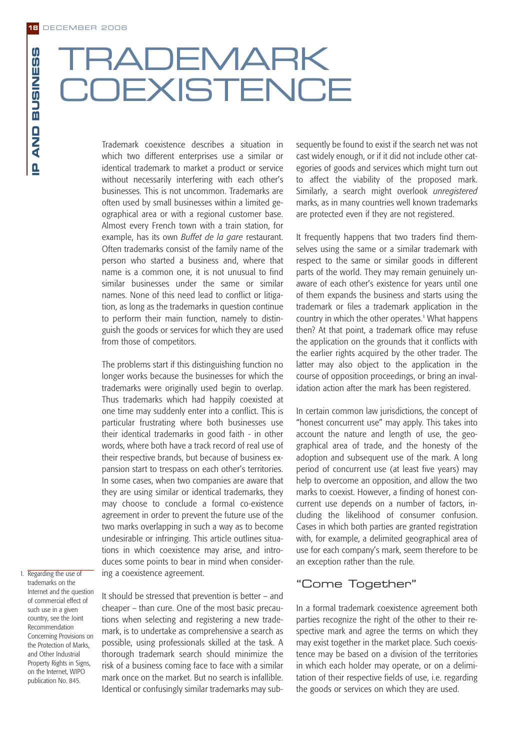# TRADEMARK COEXISTENCE

Trademark coexistence describes a situation in which two different enterprises use a similar or identical trademark to market a product or service without necessarily interfering with each other's businesses. This is not uncommon. Trademarks are often used by small businesses within a limited geographical area or with a regional customer base. Almost every French town with a train station, for example, has its own *Buffet de la gare* restaurant. Often trademarks consist of the family name of the person who started a business and, where that name is a common one, it is not unusual to find similar businesses under the same or similar names. None of this need lead to conflict or litigation, as long as the trademarks in question continue to perform their main function, namely to distinguish the goods or services for which they are used from those of competitors.

The problems start if this distinguishing function no longer works because the businesses for which the trademarks were originally used begin to overlap. Thus trademarks which had happily coexisted at one time may suddenly enter into a conflict. This is particular frustrating where both businesses use their identical trademarks in good faith - in other words, where both have a track record of real use of their respective brands, but because of business expansion start to trespass on each other's territories. In some cases, when two companies are aware that they are using similar or identical trademarks, they may choose to conclude a formal co-existence agreement in order to prevent the future use of the two marks overlapping in such a way as to become undesirable or infringing. This article outlines situations in which coexistence may arise, and introduces some points to bear in mind when considering a coexistence agreement.

It should be stressed that prevention is better – and cheaper – than cure. One of the most basic precautions when selecting and registering a new trademark, is to undertake as comprehensive a search as possible, using professionals skilled at the task. A thorough trademark search should minimize the risk of a business coming face to face with a similar mark once on the market. But no search is infallible. Identical or confusingly similar trademarks may subsequently be found to exist if the search net was not cast widely enough, or if it did not include other categories of goods and services which might turn out to affect the viability of the proposed mark. Similarly, a search might overlook *unregistered* marks, as in many countries well known trademarks are protected even if they are not registered.

It frequently happens that two traders find themselves using the same or a similar trademark with respect to the same or similar goods in different parts of the world. They may remain genuinely unaware of each other's existence for years until one of them expands the business and starts using the trademark or files a trademark application in the country in which the other operates.[1] What happens then? At that point, a trademark office may refuse the application on the grounds that it conflicts with the earlier rights acquired by the other trader. The latter may also object to the application in the course of opposition proceedings, or bring an invalidation action after the mark has been registered.

In certain common law jurisdictions, the concept of "honest concurrent use" may apply. This takes into account the nature and length of use, the geographical area of trade, and the honesty of the adoption and subsequent use of the mark. A long period of concurrent use (at least five years) may help to overcome an opposition, and allow the two marks to coexist. However, a finding of honest concurrent use depends on a number of factors, including the likelihood of consumer confusion. Cases in which both parties are granted registration with, for example, a delimited geographical area of use for each company's mark, seem therefore to be an exception rather than the rule.

## "Come Together"

In a formal trademark coexistence agreement both parties recognize the right of the other to their respective mark and agree the terms on which they may exist together in the market place. Such coexistence may be based on a division of the territories in which each holder may operate, or on a delimitation of their respective fields of use, i.e. regarding the goods or services on which they are used.

1. Regarding the use of trademarks on the Internet and the question of commercial effect of such use in a given country, see the Joint Recommendation Concerning Provisions on the Protection of Marks, and Other Industrial Property Rights in Signs, on the Internet, WIPO publication No. 845.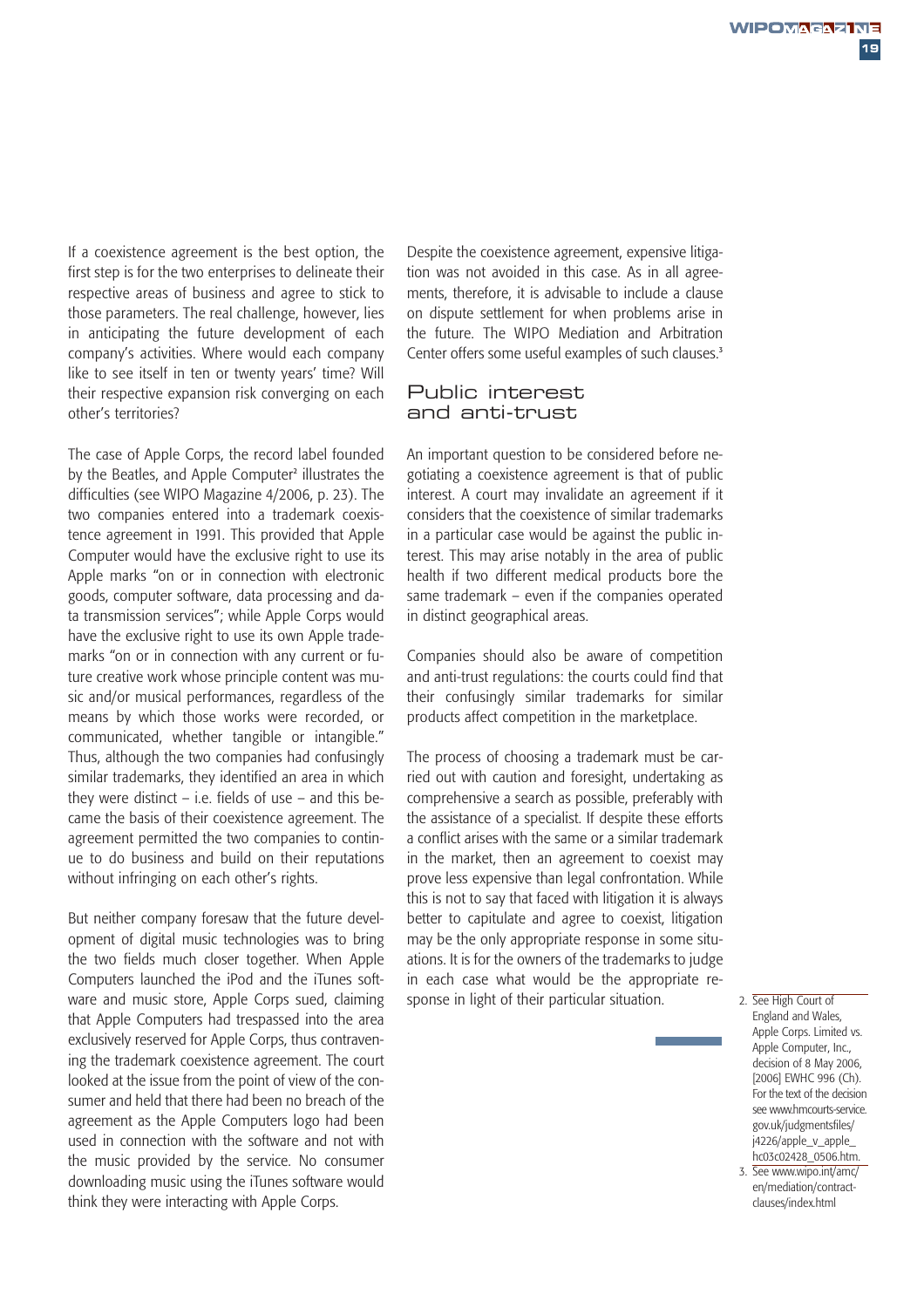If a coexistence agreement is the best option, the first step is for the two enterprises to delineate their respective areas of business and agree to stick to those parameters. The real challenge, however, lies in anticipating the future development of each company's activities. Where would each company like to see itself in ten or twenty years' time? Will their respective expansion risk converging on each other's territories?

The case of Apple Corps, the record label founded by the Beatles, and Apple Computer[2] illustrates the difficulties (see WIPO Magazine 4/2006, p. 23). The two companies entered into a trademark coexistence agreement in 1991. This provided that Apple Computer would have the exclusive right to use its Apple marks "on or in connection with electronic goods, computer software, data processing and data transmission services"; while Apple Corps would have the exclusive right to use its own Apple trademarks "on or in connection with any current or future creative work whose principle content was music and/or musical performances, regardless of the means by which those works were recorded, or communicated, whether tangible or intangible." Thus, although the two companies had confusingly similar trademarks, they identified an area in which they were distinct – i.e. fields of use – and this became the basis of their coexistence agreement. The agreement permitted the two companies to continue to do business and build on their reputations without infringing on each other's rights.

But neither company foresaw that the future development of digital music technologies was to bring the two fields much closer together. When Apple Computers launched the iPod and the iTunes software and music store, Apple Corps sued, claiming that Apple Computers had trespassed into the area exclusively reserved for Apple Corps, thus contravening the trademark coexistence agreement. The court looked at the issue from the point of view of the consumer and held that there had been no breach of the agreement as the Apple Computers logo had been used in connection with the software and not with the music provided by the service. No consumer downloading music using the iTunes software would think they were interacting with Apple Corps.

Despite the coexistence agreement, expensive litigation was not avoided in this case. As in all agreements, therefore, it is advisable to include a clause on dispute settlement for when problems arise in the future. The WIPO Mediation and Arbitration Center offers some useful examples of such clauses.[3]

## Public interest and anti-trust

An important question to be considered before negotiating a coexistence agreement is that of public interest. A court may invalidate an agreement if it considers that the coexistence of similar trademarks in a particular case would be against the public interest. This may arise notably in the area of public health if two different medical products bore the same trademark – even if the companies operated in distinct geographical areas.

Companies should also be aware of competition and anti-trust regulations: the courts could find that their confusingly similar trademarks for similar products affect competition in the marketplace.

The process of choosing a trademark must be carried out with caution and foresight, undertaking as comprehensive a search as possible, preferably with the assistance of a specialist. If despite these efforts a conflict arises with the same or a similar trademark in the market, then an agreement to coexist may prove less expensive than legal confrontation. While this is not to say that faced with litigation it is always better to capitulate and agree to coexist, litigation may be the only appropriate response in some situations. It is for the owners of the trademarks to judge in each case what would be the appropriate response in light of their particular situation.

2. See High Court of England and Wales, Apple Corps. Limited vs. Apple Computer, Inc., decision of 8 May 2006, [2006] EWHC 996 (Ch). For the text of the decision see www.hmcourts-service.gov.uk/judgmentsfiles/j4226/apple_v_apple_hc03c02428_0506.htm.
3. See www.wipo.int/amc/en/mediation/contract-clauses/index.html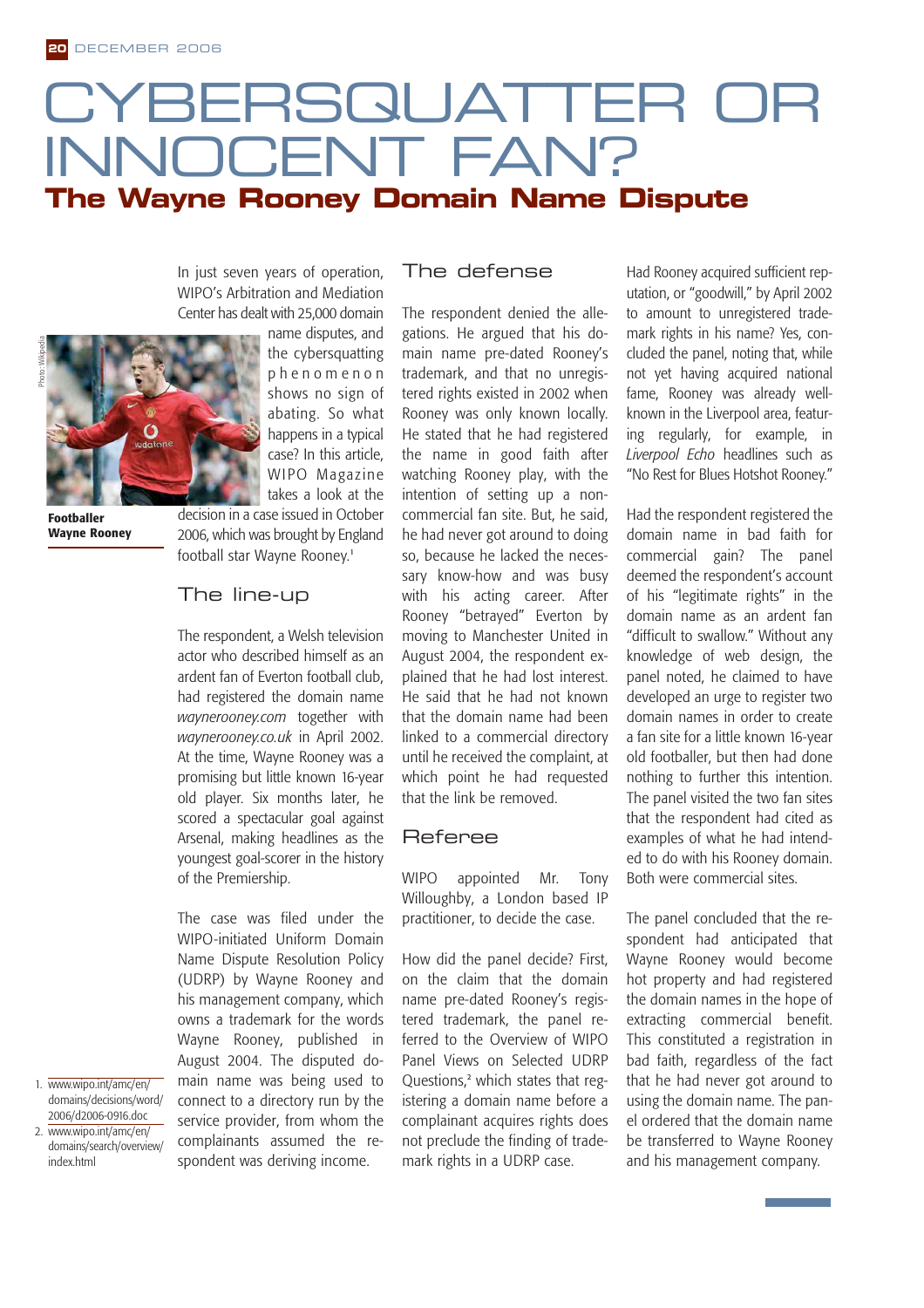# CYBERSQUATTER OR INNOCENT FAN?

## The Wayne Rooney Domain Name Dispute

Footballer Wayne Rooney

In just seven years of operation, WIPO's Arbitration and Mediation Center has dealt with 25,000 domain name disputes, and the cybersquatting phenomenon shows no sign of abating. So what happens in a typical case? In this article, WIPO Magazine takes a look at the decision in a case issued in October 2006, which was brought by England football star Wayne Rooney.[1]

### The line-up

The respondent, a Welsh television actor who described himself as an ardent fan of Everton football club, had registered the domain name *waynerooney.com* together with *waynerooney.co.uk* in April 2002. At the time, Wayne Rooney was a promising but little known 16-year old player. Six months later, he scored a spectacular goal against Arsenal, making headlines as the youngest goal-scorer in the history of the Premiership.

The case was filed under the WIPO-initiated Uniform Domain Name Dispute Resolution Policy (UDRP) by Wayne Rooney and his management company, which owns a trademark for the words Wayne Rooney, published in August 2004. The disputed domain name was being used to connect to a directory run by the service provider, from whom the complainants assumed the respondent was deriving income.

### The defense

The respondent denied the allegations. He argued that his domain name pre-dated Rooney's trademark, and that no unregistered rights existed in 2002 when Rooney was only known locally. He stated that he had registered the name in good faith after watching Rooney play, with the intention of setting up a non-commercial fan site. But, he said, he had never got around to doing so, because he lacked the necessary know-how and was busy with his acting career. After Rooney "betrayed" Everton by moving to Manchester United in August 2004, the respondent explained that he had lost interest. He said that he had not known that the domain name had been linked to a commercial directory until he received the complaint, at which point he had requested that the link be removed.

### Referee

WIPO appointed Mr. Tony Willoughby, a London based IP practitioner, to decide the case.

How did the panel decide? First, on the claim that the domain name pre-dated Rooney's registered trademark, the panel referred to the Overview of WIPO Panel Views on Selected UDRP Questions,[2] which states that registering a domain name before a complainant acquires rights does not preclude the finding of trademark rights in a UDRP case.

Had Rooney acquired sufficient reputation, or "goodwill," by April 2002 to amount to unregistered trademark rights in his name? Yes, concluded the panel, noting that, while not yet having acquired national fame, Rooney was already well-known in the Liverpool area, featuring regularly, for example, in *Liverpool Echo* headlines such as "No Rest for Blues Hotshot Rooney."

Had the respondent registered the domain name in bad faith for commercial gain? The panel deemed the respondent's account of his "legitimate rights" in the domain name as an ardent fan "difficult to swallow." Without any knowledge of web design, the panel noted, he claimed to have developed an urge to register two domain names in order to create a fan site for a little known 16-year old footballer, but then had done nothing to further this intention. The panel visited the two fan sites that the respondent had cited as examples of what he had intended to do with his Rooney domain. Both were commercial sites.

The panel concluded that the respondent had anticipated that Wayne Rooney would become hot property and had registered the domain names in the hope of extracting commercial benefit. This constituted a registration in bad faith, regardless of the fact that he had never got around to using the domain name. The panel ordered that the domain name be transferred to Wayne Rooney and his management company.

1. www.wipo.int/amc/en/domains/decisions/word/2006/d2006-0916.doc
2. www.wipo.int/amc/en/domains/search/overview/index.html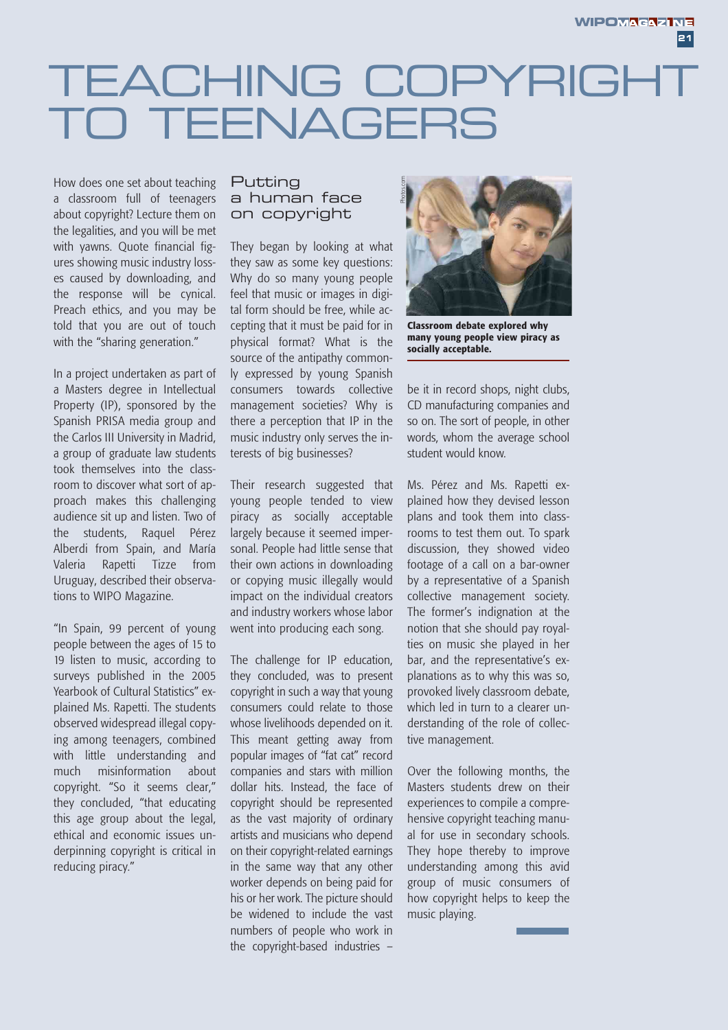# TEACHING COPYRIGHT TO TEENAGERS

How does one set about teaching a classroom full of teenagers about copyright? Lecture them on the legalities, and you will be met with yawns. Quote financial figures showing music industry losses caused by downloading, and the response will be cynical. Preach ethics, and you may be told that you are out of touch with the "sharing generation."

In a project undertaken as part of a Masters degree in Intellectual Property (IP), sponsored by the Spanish PRISA media group and the Carlos III University in Madrid, a group of graduate law students took themselves into the classroom to discover what sort of approach makes this challenging audience sit up and listen. Two of the students, Raquel Pérez Alberdi from Spain, and María Valeria Rapetti Tizze from Uruguay, described their observations to WIPO Magazine.

"In Spain, 99 percent of young people between the ages of 15 to 19 listen to music, according to surveys published in the 2005 Yearbook of Cultural Statistics" explained Ms. Rapetti. The students observed widespread illegal copying among teenagers, combined with little understanding and much misinformation about copyright. "So it seems clear," they concluded, "that educating this age group about the legal, ethical and economic issues underpinning copyright is critical in reducing piracy."

## Putting a human face on copyright

They began by looking at what they saw as some key questions: Why do so many young people feel that music or images in digital form should be free, while accepting that it must be paid for in physical format? What is the source of the antipathy commonly expressed by young Spanish consumers towards collective management societies? Why is there a perception that IP in the music industry only serves the interests of big businesses?

Their research suggested that young people tended to view piracy as socially acceptable largely because it seemed impersonal. People had little sense that their own actions in downloading or copying music illegally would impact on the individual creators and industry workers whose labor went into producing each song.

The challenge for IP education, they concluded, was to present copyright in such a way that young consumers could relate to those whose livelihoods depended on it. This meant getting away from popular images of "fat cat" record companies and stars with million dollar hits. Instead, the face of copyright should be represented as the vast majority of ordinary artists and musicians who depend on their copyright-related earnings in the same way that any other worker depends on being paid for his or her work. The picture should be widened to include the vast numbers of people who work in the copyright-based industries – be it in record shops, night clubs, CD manufacturing companies and so on. The sort of people, in other words, whom the average school student would know.

Photos.com

**Classroom debate explored why many young people view piracy as socially acceptable.**

Ms. Pérez and Ms. Rapetti explained how they devised lesson plans and took them into classrooms to test them out. To spark discussion, they showed video footage of a call on a bar-owner by a representative of a Spanish collective management society. The former's indignation at the notion that she should pay royalties on music she played in her bar, and the representative's explanations as to why this was so, provoked lively classroom debate, which led in turn to a clearer understanding of the role of collective management.

Over the following months, the Masters students drew on their experiences to compile a comprehensive copyright teaching manual for use in secondary schools. They hope thereby to improve understanding among this avid group of music consumers of how copyright helps to keep the music playing.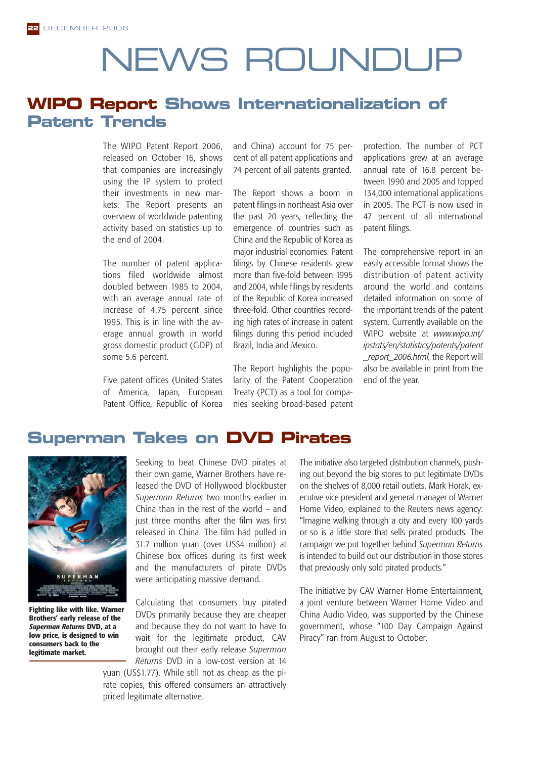# NEWS ROUNDUP

## WIPO Report Shows Internationalization of Patent Trends

The WIPO Patent Report 2006, released on October 16, shows that companies are increasingly using the IP system to protect their investments in new markets. The Report presents an overview of worldwide patenting activity based on statistics up to the end of 2004.

The number of patent applications filed worldwide almost doubled between 1985 to 2004, with an average annual rate of increase of 4.75 percent since 1995. This is in line with the average annual growth in world gross domestic product (GDP) of some 5.6 percent.

Five patent offices (United States of America, Japan, European Patent Office, Republic of Korea and China) account for 75 percent of all patent applications and 74 percent of all patents granted.

The Report shows a boom in patent filings in northeast Asia over the past 20 years, reflecting the emergence of countries such as China and the Republic of Korea as major industrial economies. Patent filings by Chinese residents grew more than five-fold between 1995 and 2004, while filings by residents of the Republic of Korea increased three-fold. Other countries recording high rates of increase in patent filings during this period included Brazil, India and Mexico.

The Report highlights the popularity of the Patent Cooperation Treaty (PCT) as a tool for companies seeking broad-based patent protection. The number of PCT applications grew at an average annual rate of 16.8 percent between 1990 and 2005 and topped 134,000 international applications in 2005. The PCT is now used in 47 percent of all international patent filings.

The comprehensive report in an easily accessible format shows the distribution of patent activity around the world and contains detailed information on some of the important trends of the patent system. Currently available on the WIPO website at *www.wipo.int/ipstats/en/statistics/patents/patent_report_2006.html,* the Report will also be available in print from the end of the year.

## Superman Takes on DVD Pirates

**Fighting like with like. Warner Brothers' early release of the *Superman Returns* DVD, at a low price, is designed to win consumers back to the legitimate market.**

Seeking to beat Chinese DVD pirates at their own game, Warner Brothers have released the DVD of Hollywood blockbuster *Superman Returns* two months earlier in China than in the rest of the world – and just three months after the film was first released in China. The film had pulled in 31.7 million yuan (over US$4 million) at Chinese box offices during its first week and the manufacturers of pirate DVDs were anticipating massive demand.

Calculating that consumers buy pirated DVDs primarily because they are cheaper and because they do not want to have to wait for the legitimate product, CAV brought out their early release *Superman Returns* DVD in a low-cost version at 14 yuan (US$1.77). While still not as cheap as the pirate copies, this offered consumers an attractively priced legitimate alternative.

The initiative also targeted distribution channels, pushing out beyond the big stores to put legitimate DVDs on the shelves of 8,000 retail outlets. Mark Horak, executive vice president and general manager of Warner Home Video, explained to the Reuters news agency: "Imagine walking through a city and every 100 yards or so is a little store that sells pirated products. The campaign we put together behind *Superman Returns* is intended to build out our distribution in those stores that previously only sold pirated products."

The initiative by CAV Warner Home Entertainment, a joint venture between Warner Home Video and China Audio Video, was supported by the Chinese government, whose "100 Day Campaign Against Piracy" ran from August to October.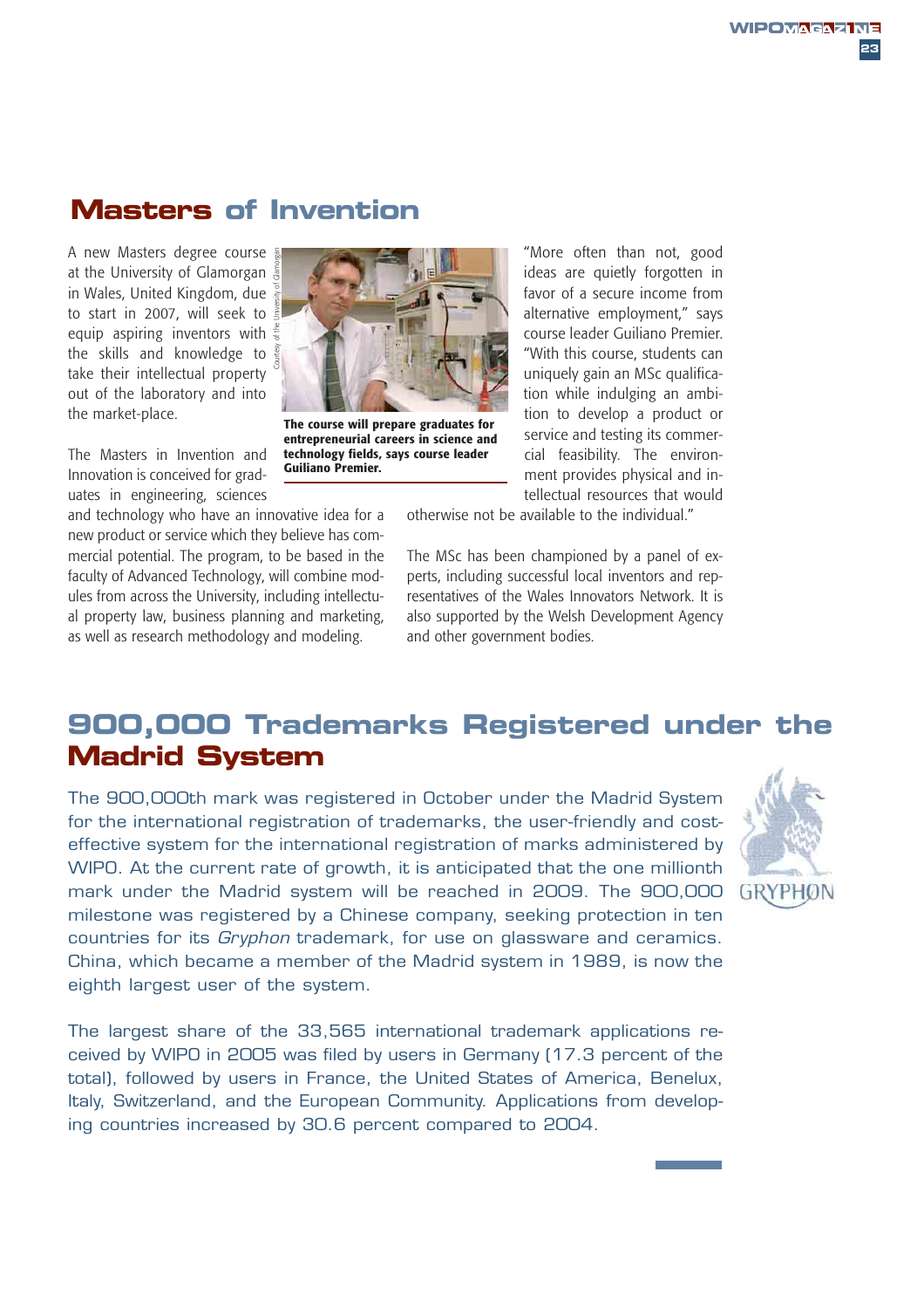## Masters of Invention

A new Masters degree course at the University of Glamorgan in Wales, United Kingdom, due to start in 2007, will seek to equip aspiring inventors with the skills and knowledge to take their intellectual property out of the laboratory and into the market-place.

**The course will prepare graduates for entrepreneurial careers in science and technology fields, says course leader Guiliano Premier.**

The Masters in Invention and Innovation is conceived for graduates in engineering, sciences and technology who have an innovative idea for a new product or service which they believe has commercial potential. The program, to be based in the faculty of Advanced Technology, will combine modules from across the University, including intellectual property law, business planning and marketing, as well as research methodology and modeling.

"More often than not, good ideas are quietly forgotten in favor of a secure income from alternative employment," says course leader Guiliano Premier. "With this course, students can uniquely gain an MSc qualification while indulging an ambition to develop a product or service and testing its commercial feasibility. The environment provides physical and intellectual resources that would otherwise not be available to the individual."

The MSc has been championed by a panel of experts, including successful local inventors and representatives of the Wales Innovators Network. It is also supported by the Welsh Development Agency and other government bodies.

## 900,000 Trademarks Registered under the Madrid System

The 900,000th mark was registered in October under the Madrid System for the international registration of trademarks, the user-friendly and cost-effective system for the international registration of marks administered by WIPO. At the current rate of growth, it is anticipated that the one millionth mark under the Madrid system will be reached in 2009. The 900,000 milestone was registered by a Chinese company, seeking protection in ten countries for its *Gryphon* trademark, for use on glassware and ceramics. China, which became a member of the Madrid system in 1989, is now the eighth largest user of the system.

The largest share of the 33,565 international trademark applications received by WIPO in 2005 was filed by users in Germany (17.3 percent of the total), followed by users in France, the United States of America, Benelux, Italy, Switzerland, and the European Community. Applications from developing countries increased by 30.6 percent compared to 2004.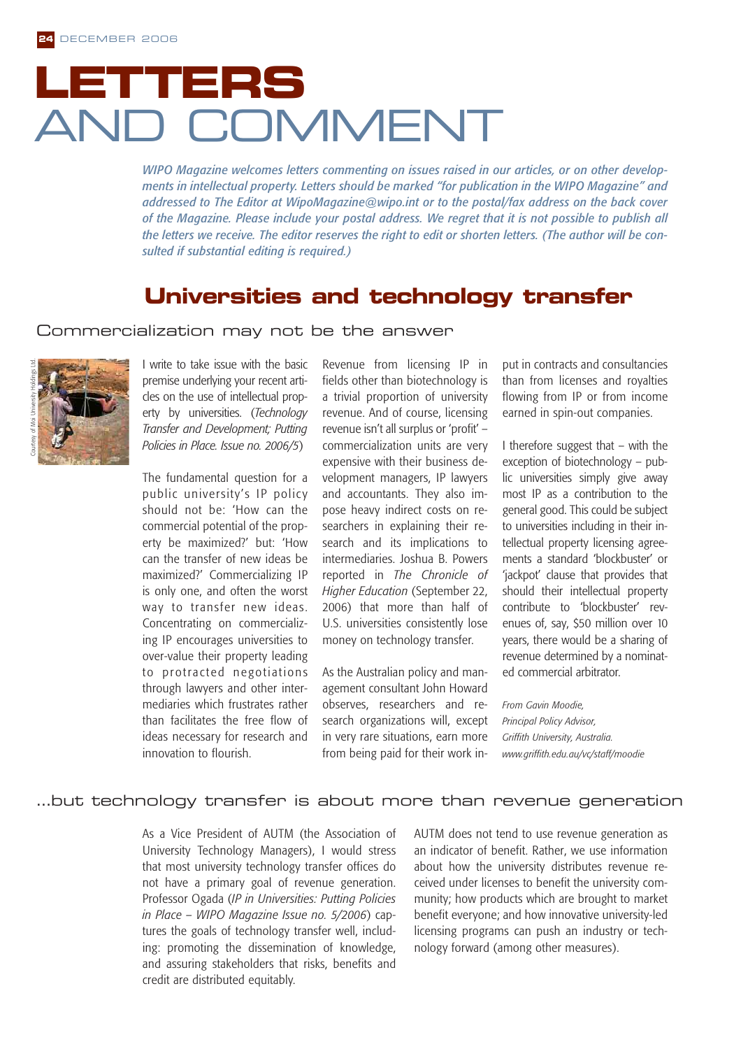# LETTERS AND COMMENT

*WIPO Magazine welcomes letters commenting on issues raised in our articles, or on other developments in intellectual property. Letters should be marked "for publication in the WIPO Magazine" and addressed to The Editor at WipoMagazine@wipo.int or to the postal/fax address on the back cover of the Magazine. Please include your postal address. We regret that it is not possible to publish all the letters we receive. The editor reserves the right to edit or shorten letters. (The author will be consulted if substantial editing is required.)*

## Universities and technology transfer

### Commercialization may not be the answer

Courtesy of Moi University Holdings Ltd.

I write to take issue with the basic premise underlying your recent articles on the use of intellectual property by universities. (*Technology Transfer and Development; Putting Policies in Place. Issue no. 2006/5*)

The fundamental question for a public university's IP policy should not be: 'How can the commercial potential of the property be maximized?' but: 'How can the transfer of new ideas be maximized?' Commercializing IP is only one, and often the worst way to transfer new ideas. Concentrating on commercializing IP encourages universities to over-value their property leading to protracted negotiations through lawyers and other intermediaries which frustrates rather than facilitates the free flow of ideas necessary for research and innovation to flourish.

Revenue from licensing IP in fields other than biotechnology is a trivial proportion of university revenue. And of course, licensing revenue isn't all surplus or 'profit' – commercialization units are very expensive with their business development managers, IP lawyers and accountants. They also impose heavy indirect costs on researchers in explaining their research and its implications to intermediaries. Joshua B. Powers reported in *The Chronicle of Higher Education* (September 22, 2006) that more than half of U.S. universities consistently lose money on technology transfer.

As the Australian policy and management consultant John Howard observes, researchers and research organizations will, except in very rare situations, earn more from being paid for their work input in contracts and consultancies than from licenses and royalties flowing from IP or from income earned in spin-out companies.

I therefore suggest that – with the exception of biotechnology – public universities simply give away most IP as a contribution to the general good. This could be subject to universities including in their intellectual property licensing agreements a standard 'blockbuster' or 'jackpot' clause that provides that should their intellectual property contribute to 'blockbuster' revenues of, say, $50 million over 10 years, there would be a sharing of revenue determined by a nominated commercial arbitrator.

*From Gavin Moodie,*
*Principal Policy Advisor,*
*Griffith University, Australia.*
*www.griffith.edu.au/vc/staff/moodie*

### ...but technology transfer is about more than revenue generation

As a Vice President of AUTM (the Association of University Technology Managers), I would stress that most university technology transfer offices do not have a primary goal of revenue generation. Professor Ogada (*IP in Universities: Putting Policies in Place – WIPO Magazine Issue no. 5/2006*) captures the goals of technology transfer well, including: promoting the dissemination of knowledge, and assuring stakeholders that risks, benefits and credit are distributed equitably.

AUTM does not tend to use revenue generation as an indicator of benefit. Rather, we use information about how the university distributes revenue received under licenses to benefit the university community; how products which are brought to market benefit everyone; and how innovative university-led licensing programs can push an industry or technology forward (among other measures).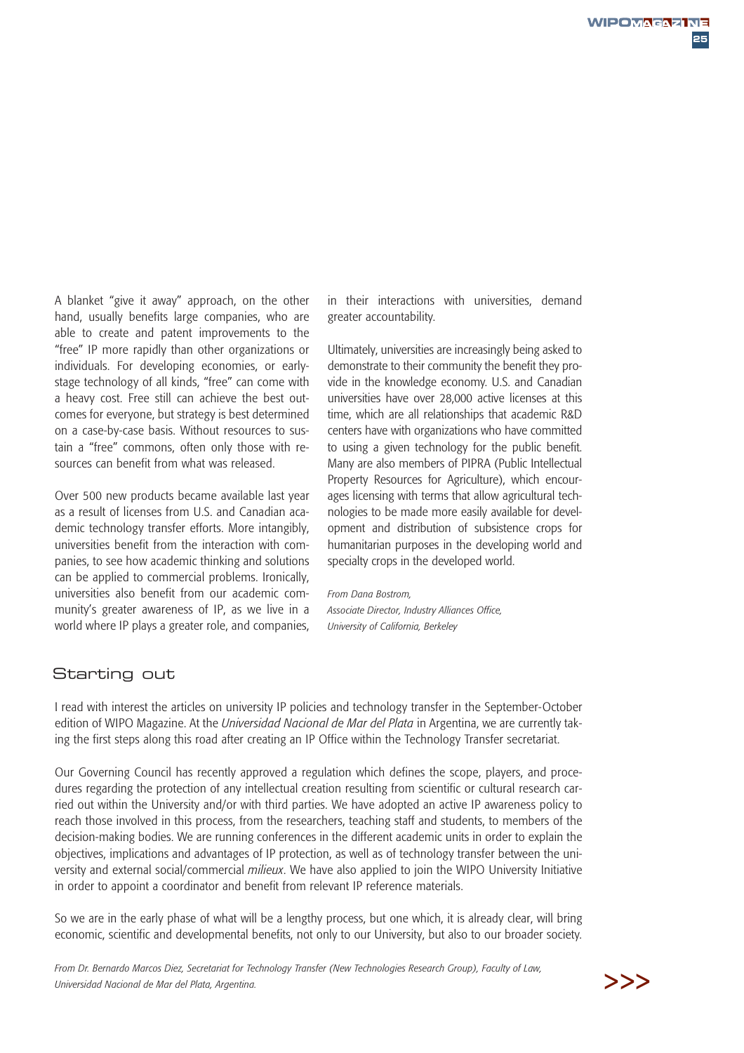A blanket "give it away" approach, on the other hand, usually benefits large companies, who are able to create and patent improvements to the "free" IP more rapidly than other organizations or individuals. For developing economies, or early-stage technology of all kinds, "free" can come with a heavy cost. Free still can achieve the best outcomes for everyone, but strategy is best determined on a case-by-case basis. Without resources to sustain a "free" commons, often only those with resources can benefit from what was released.

Over 500 new products became available last year as a result of licenses from U.S. and Canadian academic technology transfer efforts. More intangibly, universities benefit from the interaction with companies, to see how academic thinking and solutions can be applied to commercial problems. Ironically, universities also benefit from our academic community's greater awareness of IP, as we live in a world where IP plays a greater role, and companies, in their interactions with universities, demand greater accountability.

Ultimately, universities are increasingly being asked to demonstrate to their community the benefit they provide in the knowledge economy. U.S. and Canadian universities have over 28,000 active licenses at this time, which are all relationships that academic R&D centers have with organizations who have committed to using a given technology for the public benefit. Many are also members of PIPRA (Public Intellectual Property Resources for Agriculture), which encourages licensing with terms that allow agricultural technologies to be made more easily available for development and distribution of subsistence crops for humanitarian purposes in the developing world and specialty crops in the developed world.

*From Dana Bostrom,*
*Associate Director, Industry Alliances Office,*
*University of California, Berkeley*

## Starting out

I read with interest the articles on university IP policies and technology transfer in the September-October edition of WIPO Magazine. At the *Universidad Nacional de Mar del Plata* in Argentina, we are currently taking the first steps along this road after creating an IP Office within the Technology Transfer secretariat.

Our Governing Council has recently approved a regulation which defines the scope, players, and procedures regarding the protection of any intellectual creation resulting from scientific or cultural research carried out within the University and/or with third parties. We have adopted an active IP awareness policy to reach those involved in this process, from the researchers, teaching staff and students, to members of the decision-making bodies. We are running conferences in the different academic units in order to explain the objectives, implications and advantages of IP protection, as well as of technology transfer between the university and external social/commercial *milieux*. We have also applied to join the WIPO University Initiative in order to appoint a coordinator and benefit from relevant IP reference materials.

So we are in the early phase of what will be a lengthy process, but one which, it is already clear, will bring economic, scientific and developmental benefits, not only to our University, but also to our broader society.

*From Dr. Bernardo Marcos Diez, Secretariat for Technology Transfer (New Technologies Research Group), Faculty of Law, Universidad Nacional de Mar del Plata, Argentina.*

>>>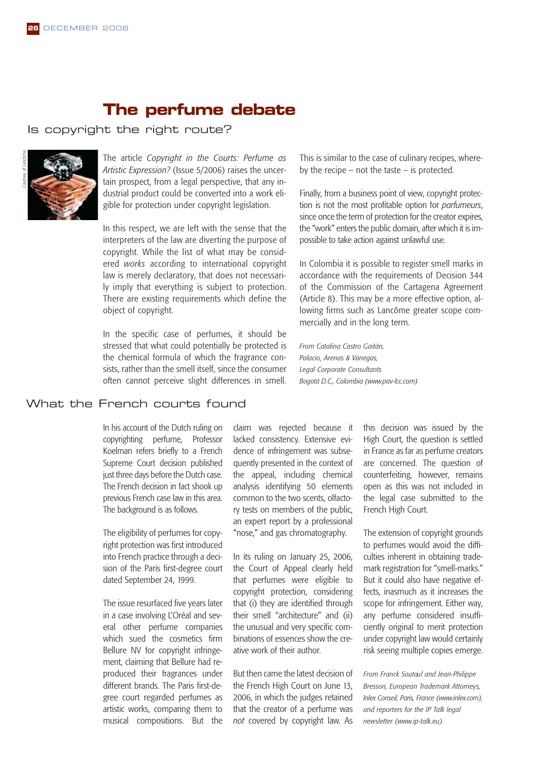# The perfume debate

## Is copyright the right route?

The article *Copyright in the Courts: Perfume as Artistic Expression?* (Issue 5/2006) raises the uncertain prospect, from a legal perspective, that any industrial product could be converted into a work eligible for protection under copyright legislation.

In this respect, we are left with the sense that the interpreters of the law are diverting the purpose of copyright. While the list of what may be considered *works* according to international copyright law is merely declaratory, that does not necessarily imply that everything is subject to protection. There are existing requirements which define the object of copyright.

In the specific case of perfumes, it should be stressed that what could potentially be protected is the chemical formula of which the fragrance consists, rather than the smell itself, since the consumer often cannot perceive slight differences in smell. This is similar to the case of culinary recipes, whereby the recipe – not the taste – is protected.

Finally, from a business point of view, copyright protection is not the most profitable option for *parfumeurs*, since once the term of protection for the creator expires, the "work" enters the public domain, after which it is impossible to take action against unlawful use.

In Colombia it is possible to register smell marks in accordance with the requirements of Decision 344 of the Commission of the Cartagena Agreement (Article 8). This may be a more effective option, allowing firms such as Lancôme greater scope commercially and in the long term.

*From Catalina Castro Gaitán,*
*Palacio, Arenas & Vanegas,*
*Legal Corporate Consultants*
*Bogotá D.C., Colombia (www.pav-lcc.com)*

## What the French courts found

In his account of the Dutch ruling on copyrighting perfume, Professor Koelman refers briefly to a French Supreme Court decision published just three days before the Dutch case. The French decision in fact shook up previous French case law in this area. The background is as follows.

The eligibility of perfumes for copyright protection was first introduced into French practice through a decision of the Paris first-degree court dated September 24, 1999.

The issue resurfaced five years later in a case involving L'Oréal and several other perfume companies which sued the cosmetics firm Bellure NV for copyright infringement, claiming that Bellure had reproduced their fragrances under different brands. The Paris first-degree court regarded perfumes as artistic works, comparing them to musical compositions. But the claim was rejected because it lacked consistency. Extensive evidence of infringement was subsequently presented in the context of the appeal, including chemical analysis identifying 50 elements common to the two scents, olfactory tests on members of the public, an expert report by a professional "nose," and gas chromatography.

In its ruling on January 25, 2006, the Court of Appeal clearly held that perfumes were eligible to copyright protection, considering that (i) they are identified through their smell "architecture" and (ii) the unusual and very specific combinations of essences show the creative work of their author.

But then came the latest decision of the French High Court on June 13, 2006, in which the judges retained that the creator of a perfume was *not* covered by copyright law. As this decision was issued by the High Court, the question is settled in France as far as perfume creators are concerned. The question of counterfeiting, however, remains open as this was not included in the legal case submitted to the French High Court.

The extension of copyright grounds to perfumes would avoid the difficulties inherent in obtaining trademark registration for "smell-marks." But it could also have negative effects, inasmuch as it increases the scope for infringement. Either way, any perfume considered insufficiently original to merit protection under copyright law would certainly risk seeing multiple copies emerge.

*From Franck Soutoul and Jean-Philippe Bresson, European Trademark Attorneys, Inlex Conseil, Paris, France (www.inlex.com), and reporters for the IP Talk legal newsletter (www.ip-talk.eu).*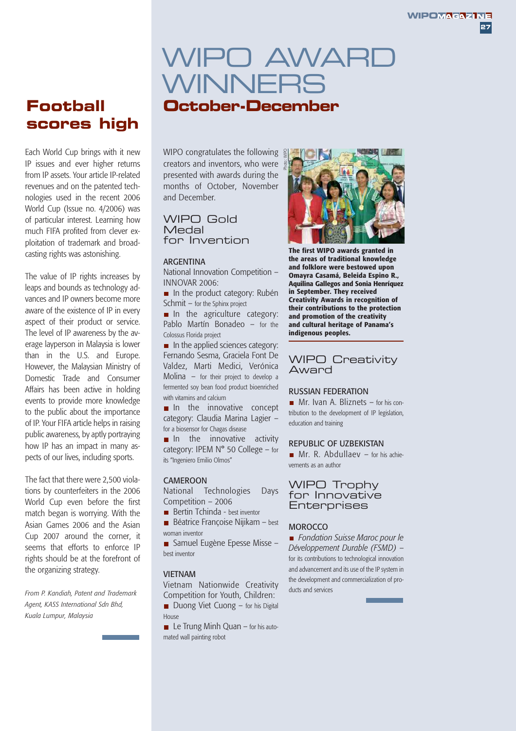## Football scores high

Each World Cup brings with it new IP issues and ever higher returns from IP assets. Your article IP-related revenues and on the patented technologies used in the recent 2006 World Cup (Issue no. 4/2006) was of particular interest. Learning how much FIFA profited from clever exploitation of trademark and broadcasting rights was astonishing.

The value of IP rights increases by leaps and bounds as technology advances and IP owners become more aware of the existence of IP in every aspect of their product or service. The level of IP awareness by the average layperson in Malaysia is lower than in the U.S. and Europe. However, the Malaysian Ministry of Domestic Trade and Consumer Affairs has been active in holding events to provide more knowledge to the public about the importance of IP. Your FIFA article helps in raising public awareness, by aptly portraying how IP has an impact in many aspects of our lives, including sports.

The fact that there were 2,500 violations by counterfeiters in the 2006 World Cup even before the first match began is worrying. With the Asian Games 2006 and the Asian Cup 2007 around the corner, it seems that efforts to enforce IP rights should be at the forefront of the organizing strategy.

*From P. Kandiah, Patent and Trademark Agent, KASS International Sdn Bhd, Kuala Lumpur, Malaysia*

# WIPO AWARD WINNERS

## October-December

WIPO congratulates the following creators and inventors, who were presented with awards during the months of October, November and December.

### WIPO Gold Medal for Invention

**ARGENTINA**

National Innovation Competition – INNOVAR 2006:

- In the product category: Rubén Schmit – for the Sphinx project
- In the agriculture category: Pablo Martín Bonadeo – for the Colossus Florida project
- In the applied sciences category: Fernando Sesma, Graciela Font De Valdez, Marti Medici, Verónica Molina – for their project to develop a fermented soy bean food product bioenriched with vitamins and calcium
- In the innovative concept category: Claudia Marina Lagier – for a biosensor for Chagas disease
- In the innovative activity category: IPEM N° 50 College – for its "Ingeniero Emilio Olmos"

**CAMEROON**

National Technologies Days Competition – 2006

- Bertin Tchinda - best inventor
- Béatrice Françoise Nijikam – best woman inventor
- Samuel Eugène Epesse Misse – best inventor

**VIETNAM**

Vietnam Nationwide Creativity Competition for Youth, Children:

- Duong Viet Cuong – for his Digital House
- Le Trung Minh Quan – for his automated wall painting robot

**The first WIPO awards granted in the areas of traditional knowledge and folklore were bestowed upon Omayra Casamá, Beleida Espino R., Aquilina Gallegos and Sonia Henríquez in September. They received Creativity Awards in recognition of their contributions to the protection and promotion of the creativity and cultural heritage of Panama's indigenous peoples.**

### WIPO Creativity Award

**RUSSIAN FEDERATION**

- Mr. Ivan A. Bliznets – for his contribution to the development of IP legislation, education and training

**REPUBLIC OF UZBEKISTAN**

- Mr. R. Abdullaev – for his achievements as an author

### WIPO Trophy for Innovative Enterprises

**MOROCCO**

- *Fondation Suisse Maroc pour le Développement Durable (FSMD)* – for its contributions to technological innovation and advancement and its use of the IP system in the development and commercialization of products and services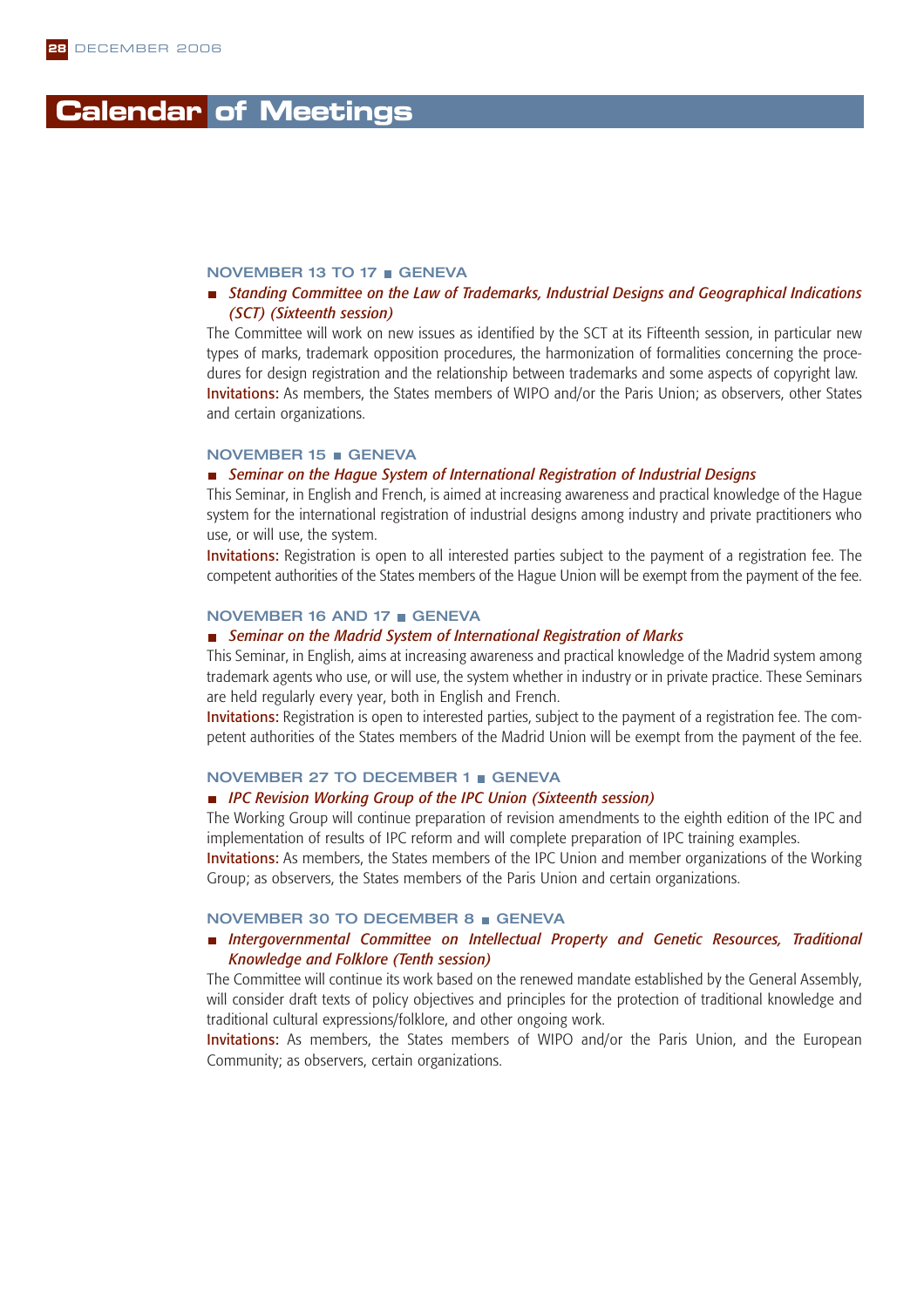# Calendar of Meetings

### NOVEMBER 13 TO 17 ■ GENEVA

■ *Standing Committee on the Law of Trademarks, Industrial Designs and Geographical Indications (SCT) (Sixteenth session)*

The Committee will work on new issues as identified by the SCT at its Fifteenth session, in particular new types of marks, trademark opposition procedures, the harmonization of formalities concerning the procedures for design registration and the relationship between trademarks and some aspects of copyright law.

**Invitations:** As members, the States members of WIPO and/or the Paris Union; as observers, other States and certain organizations.

### NOVEMBER 15 ■ GENEVA

■ *Seminar on the Hague System of International Registration of Industrial Designs*

This Seminar, in English and French, is aimed at increasing awareness and practical knowledge of the Hague system for the international registration of industrial designs among industry and private practitioners who use, or will use, the system.

**Invitations:** Registration is open to all interested parties subject to the payment of a registration fee. The competent authorities of the States members of the Hague Union will be exempt from the payment of the fee.

### NOVEMBER 16 AND 17 ■ GENEVA

■ *Seminar on the Madrid System of International Registration of Marks*

This Seminar, in English, aims at increasing awareness and practical knowledge of the Madrid system among trademark agents who use, or will use, the system whether in industry or in private practice. These Seminars are held regularly every year, both in English and French.

**Invitations:** Registration is open to interested parties, subject to the payment of a registration fee. The competent authorities of the States members of the Madrid Union will be exempt from the payment of the fee.

### NOVEMBER 27 TO DECEMBER 1 ■ GENEVA

■ *IPC Revision Working Group of the IPC Union (Sixteenth session)*

The Working Group will continue preparation of revision amendments to the eighth edition of the IPC and implementation of results of IPC reform and will complete preparation of IPC training examples.

**Invitations:** As members, the States members of the IPC Union and member organizations of the Working Group; as observers, the States members of the Paris Union and certain organizations.

### NOVEMBER 30 TO DECEMBER 8 ■ GENEVA

■ *Intergovernmental Committee on Intellectual Property and Genetic Resources, Traditional Knowledge and Folklore (Tenth session)*

The Committee will continue its work based on the renewed mandate established by the General Assembly, will consider draft texts of policy objectives and principles for the protection of traditional knowledge and traditional cultural expressions/folklore, and other ongoing work.

**Invitations:** As members, the States members of WIPO and/or the Paris Union, and the European Community; as observers, certain organizations.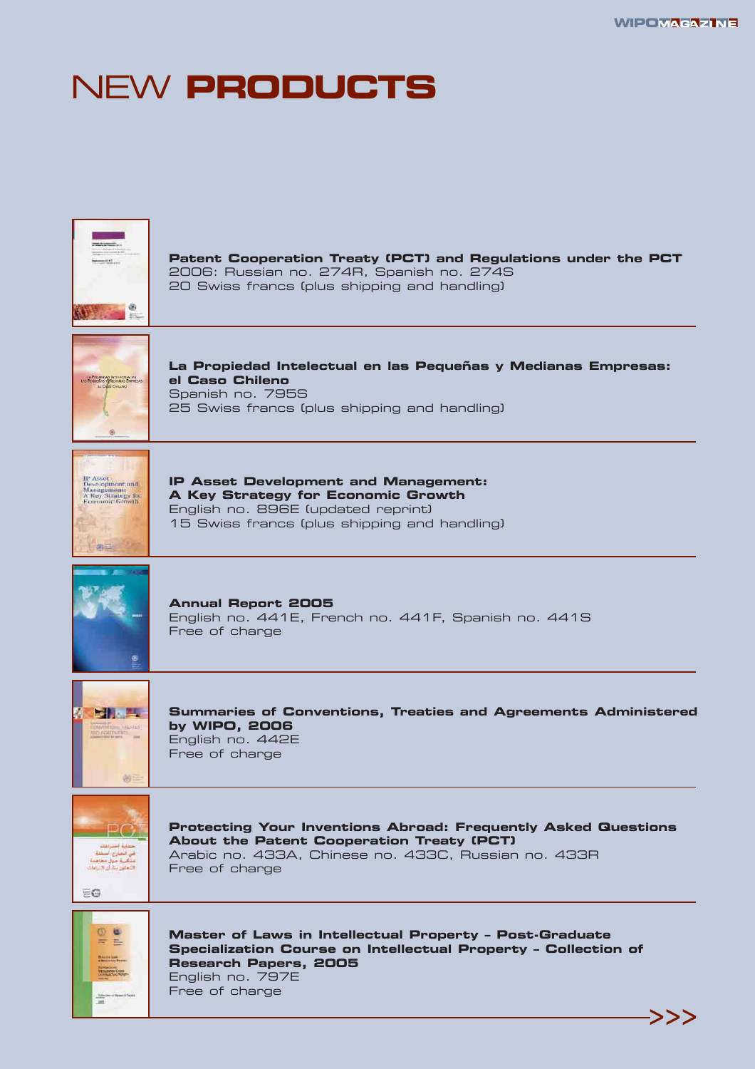# NEW PRODUCTS

**Patent Cooperation Treaty (PCT) and Regulations under the PCT**
2006: Russian no. 274R, Spanish no. 274S
20 Swiss francs (plus shipping and handling)

**La Propiedad Intelectual en las Pequeñas y Medianas Empresas: el Caso Chileno**
Spanish no. 795S
25 Swiss francs (plus shipping and handling)

**IP Asset Development and Management: A Key Strategy for Economic Growth**
English no. 896E (updated reprint)
15 Swiss francs (plus shipping and handling)

**Annual Report 2005**
English no. 441E, French no. 441F, Spanish no. 441S
Free of charge

**Summaries of Conventions, Treaties and Agreements Administered by WIPO, 2006**
English no. 442E
Free of charge

**Protecting Your Inventions Abroad: Frequently Asked Questions About the Patent Cooperation Treaty (PCT)**
Arabic no. 433A, Chinese no. 433C, Russian no. 433R
Free of charge

**Master of Laws in Intellectual Property – Post-Graduate Specialization Course on Intellectual Property – Collection of Research Papers, 2005**
English no. 797E
Free of charge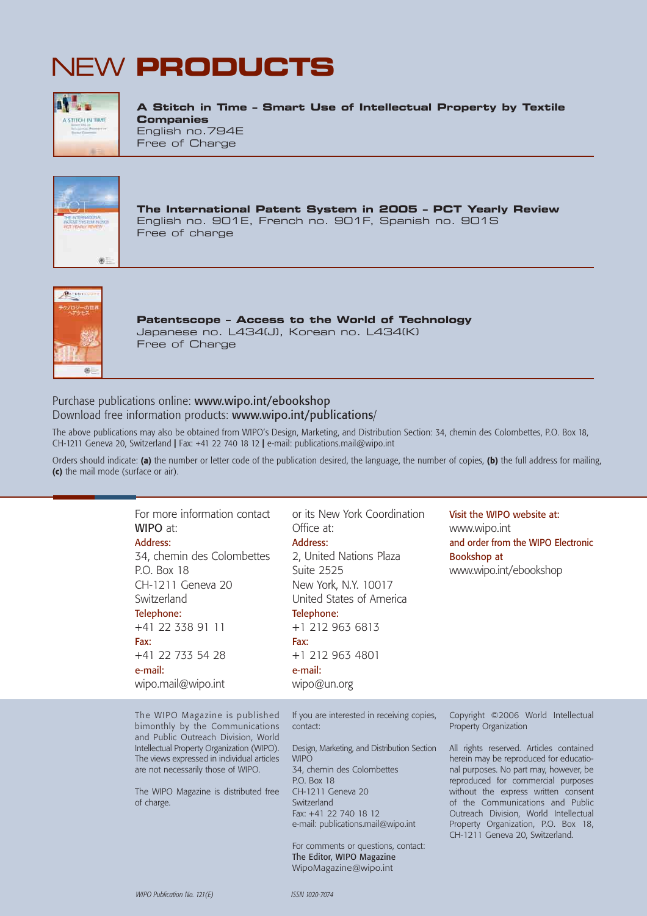# NEW **PRODUCTS**

**A Stitch in Time – Smart Use of Intellectual Property by Textile Companies**
English no.794E
Free of Charge

**The International Patent System in 2005 – PCT Yearly Review**
English no. 901E, French no. 901F, Spanish no. 901S
Free of charge

**Patentscope – Access to the World of Technology**
Japanese no. L434(J), Korean no. L434(K)
Free of Charge

Purchase publications online: **www.wipo.int/ebookshop**
Download free information products: **www.wipo.int/publications/**

The above publications may also be obtained from WIPO's Design, Marketing, and Distribution Section: 34, chemin des Colombettes, P.O. Box 18, CH-1211 Geneva 20, Switzerland | Fax: +41 22 740 18 12 | e-mail: publications.mail@wipo.int

Orders should indicate: **(a)** the number or letter code of the publication desired, the language, the number of copies, **(b)** the full address for mailing, **(c)** the mail mode (surface or air).

For more information contact **WIPO** at:

Address:
34, chemin des Colombettes
P.O. Box 18
CH-1211 Geneva 20
Switzerland

Telephone:
+41 22 338 91 11

Fax:
+41 22 733 54 28

e-mail:
wipo.mail@wipo.int

or its New York Coordination Office at:

Address:
2, United Nations Plaza
Suite 2525
New York, N.Y. 10017
United States of America

Telephone:
+1 212 963 6813

Fax:
+1 212 963 4801

e-mail:
wipo@un.org

Visit the WIPO website at:
www.wipo.int
and order from the WIPO Electronic Bookshop at
www.wipo.int/ebookshop

The WIPO Magazine is published bimonthly by the Communications and Public Outreach Division, World Intellectual Property Organization (WIPO). The views expressed in individual articles are not necessarily those of WIPO.

The WIPO Magazine is distributed free of charge.

If you are interested in receiving copies, contact:

Design, Marketing, and Distribution Section
WIPO
34, chemin des Colombettes
P.O. Box 18
CH-1211 Geneva 20
Switzerland
Fax: +41 22 740 18 12
e-mail: publications.mail@wipo.int

For comments or questions, contact:
The Editor, WIPO Magazine
WipoMagazine@wipo.int

Copyright ©2006 World Intellectual Property Organization

All rights reserved. Articles contained herein may be reproduced for educational purposes. No part may, however, be reproduced for commercial purposes without the express written consent of the Communications and Public Outreach Division, World Intellectual Property Organization, P.O. Box 18, CH-1211 Geneva 20, Switzerland.

*WIPO Publication No. 121(E)*

*ISSN 1020-7074*